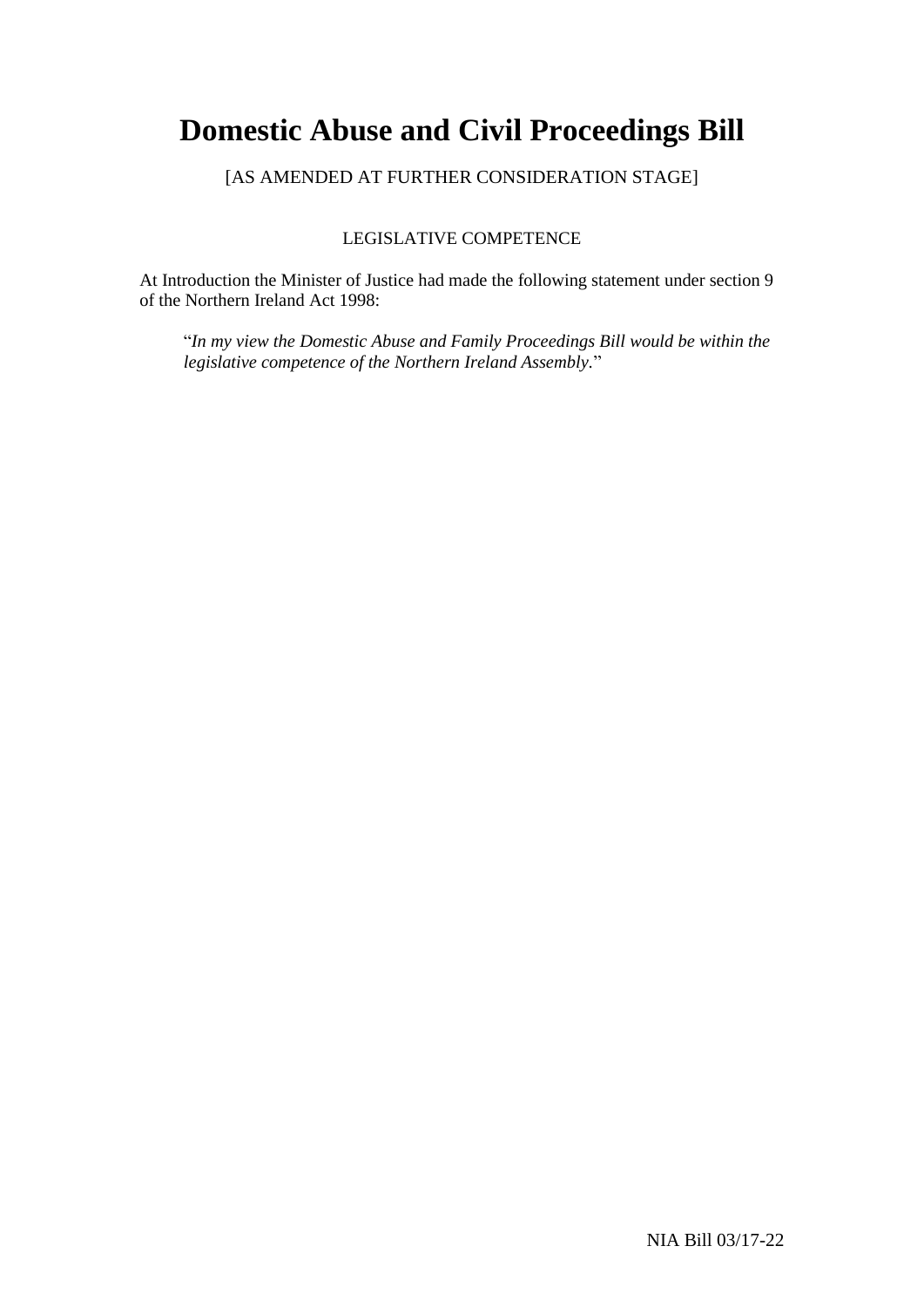# Domestic Abuse and Civil Proceedings Bill

[AS AMENDED AT FURTHER CONSIDERATION STAGE]

LEGISLATIVE COMPETENCE

At Introduction the Minister of Justice had made the following statement under section 9 of the Northern Ireland Act 1998:

> "*In my view the Domestic Abuse and Family Proceedings Bill would be within the legislative competence of the Northern Ireland Assembly.*"

NIA Bill 03/17-22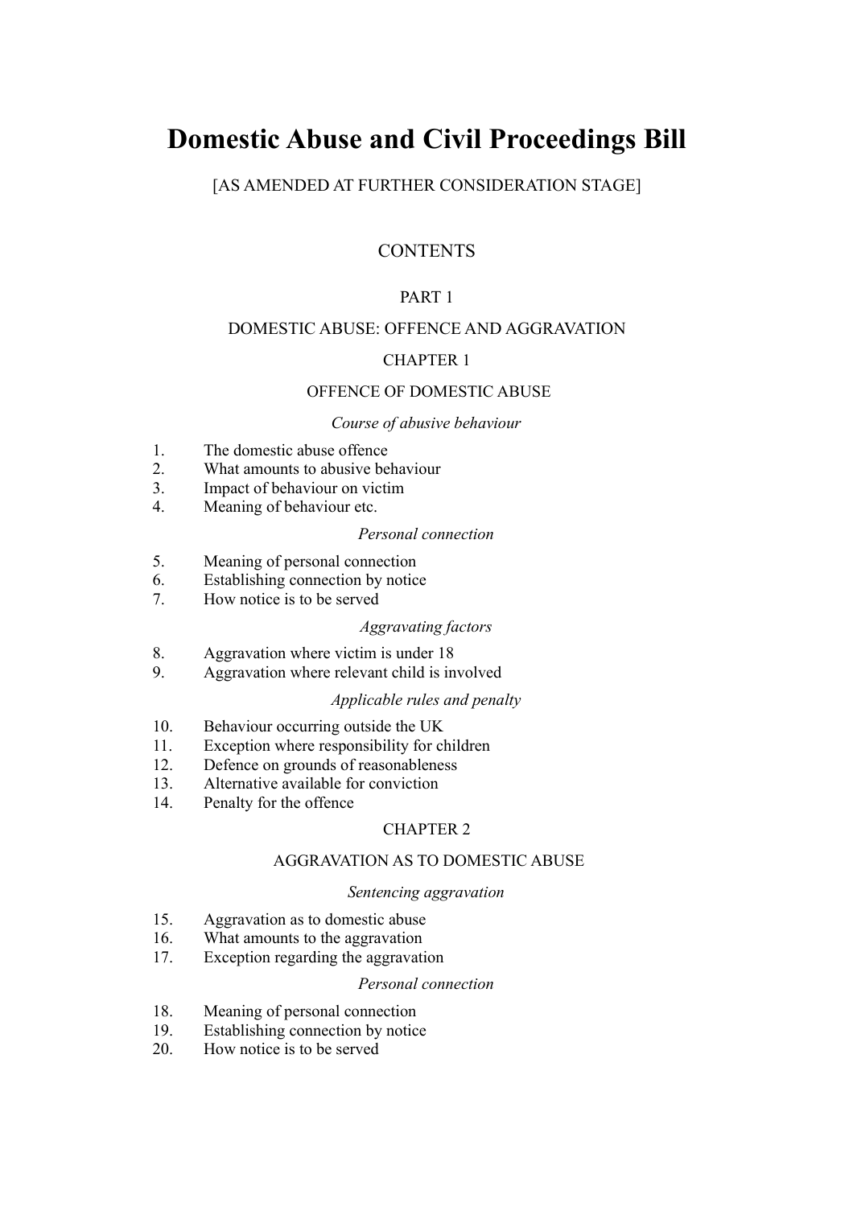# Domestic Abuse and Civil Proceedings Bill

[AS AMENDED AT FURTHER CONSIDERATION STAGE]

## CONTENTS

### PART 1

### DOMESTIC ABUSE: OFFENCE AND AGGRAVATION

### CHAPTER 1

### OFFENCE OF DOMESTIC ABUSE

*Course of abusive behaviour*

1. The domestic abuse offence
2. What amounts to abusive behaviour
3. Impact of behaviour on victim
4. Meaning of behaviour etc.

*Personal connection*

5. Meaning of personal connection
6. Establishing connection by notice
7. How notice is to be served

*Aggravating factors*

8. Aggravation where victim is under 18
9. Aggravation where relevant child is involved

*Applicable rules and penalty*

10. Behaviour occurring outside the UK
11. Exception where responsibility for children
12. Defence on grounds of reasonableness
13. Alternative available for conviction
14. Penalty for the offence

### CHAPTER 2

### AGGRAVATION AS TO DOMESTIC ABUSE

*Sentencing aggravation*

15. Aggravation as to domestic abuse
16. What amounts to the aggravation
17. Exception regarding the aggravation

*Personal connection*

18. Meaning of personal connection
19. Establishing connection by notice
20. How notice is to be served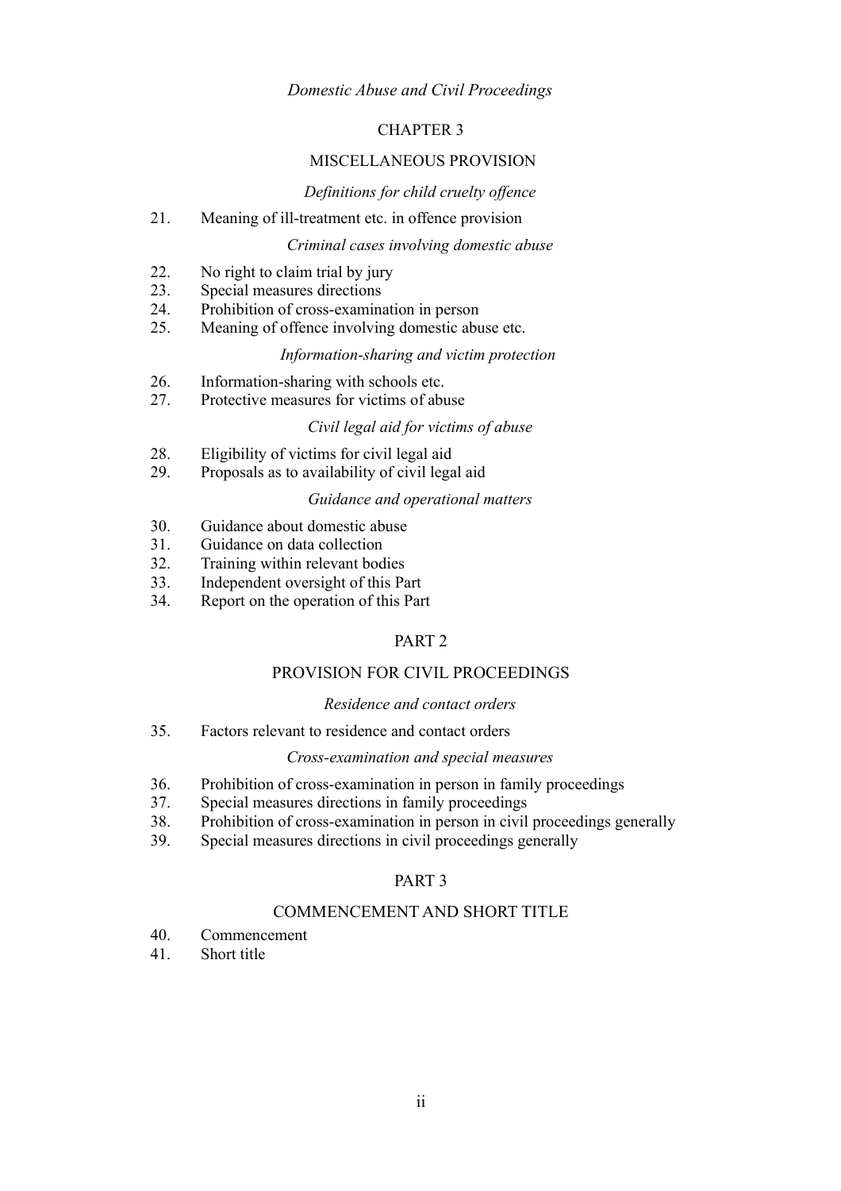## CHAPTER 3

## MISCELLANEOUS PROVISION

*Definitions for child cruelty offence*

21. Meaning of ill-treatment etc. in offence provision

*Criminal cases involving domestic abuse*

22. No right to claim trial by jury
23. Special measures directions
24. Prohibition of cross-examination in person
25. Meaning of offence involving domestic abuse etc.

*Information-sharing and victim protection*

26. Information-sharing with schools etc.
27. Protective measures for victims of abuse

*Civil legal aid for victims of abuse*

28. Eligibility of victims for civil legal aid
29. Proposals as to availability of civil legal aid

*Guidance and operational matters*

30. Guidance about domestic abuse
31. Guidance on data collection
32. Training within relevant bodies
33. Independent oversight of this Part
34. Report on the operation of this Part

## PART 2

## PROVISION FOR CIVIL PROCEEDINGS

*Residence and contact orders*

35. Factors relevant to residence and contact orders

*Cross-examination and special measures*

36. Prohibition of cross-examination in person in family proceedings
37. Special measures directions in family proceedings
38. Prohibition of cross-examination in person in civil proceedings generally
39. Special measures directions in civil proceedings generally

## PART 3

## COMMENCEMENT AND SHORT TITLE

40. Commencement
41. Short title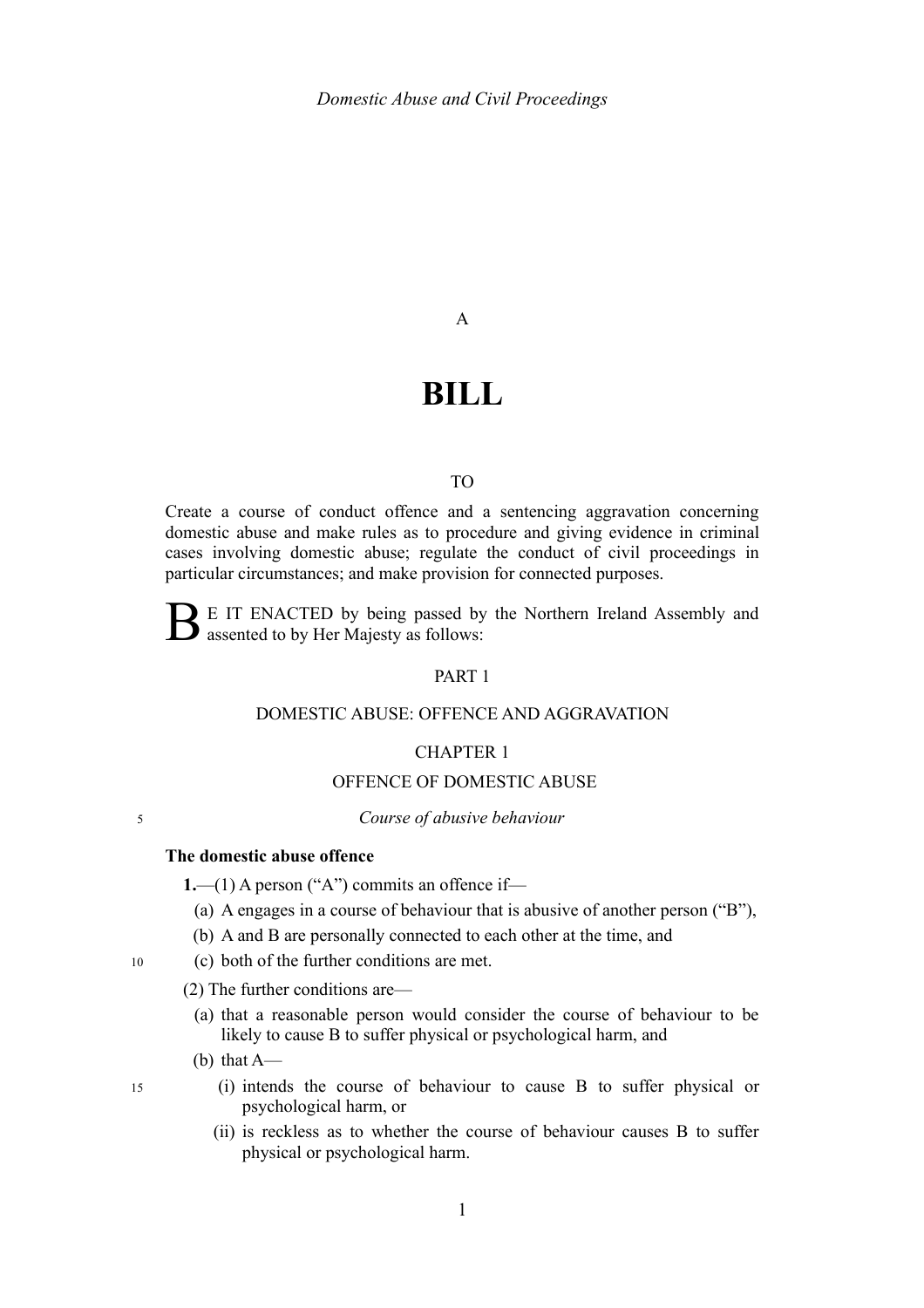# A

# BILL

TO

Create a course of conduct offence and a sentencing aggravation concerning domestic abuse and make rules as to procedure and giving evidence in criminal cases involving domestic abuse; regulate the conduct of civil proceedings in particular circumstances; and make provision for connected purposes.

BE IT ENACTED by being passed by the Northern Ireland Assembly and assented to by Her Majesty as follows:

## PART 1

## DOMESTIC ABUSE: OFFENCE AND AGGRAVATION

### CHAPTER 1

### OFFENCE OF DOMESTIC ABUSE

*Course of abusive behaviour*

**The domestic abuse offence**

**1.**—(1) A person ("A") commits an offence if—

(a) A engages in a course of behaviour that is abusive of another person ("B"),

(b) A and B are personally connected to each other at the time, and

(c) both of the further conditions are met.

(2) The further conditions are—

(a) that a reasonable person would consider the course of behaviour to be likely to cause B to suffer physical or psychological harm, and

(b) that A—

(i) intends the course of behaviour to cause B to suffer physical or psychological harm, or

(ii) is reckless as to whether the course of behaviour causes B to suffer physical or psychological harm.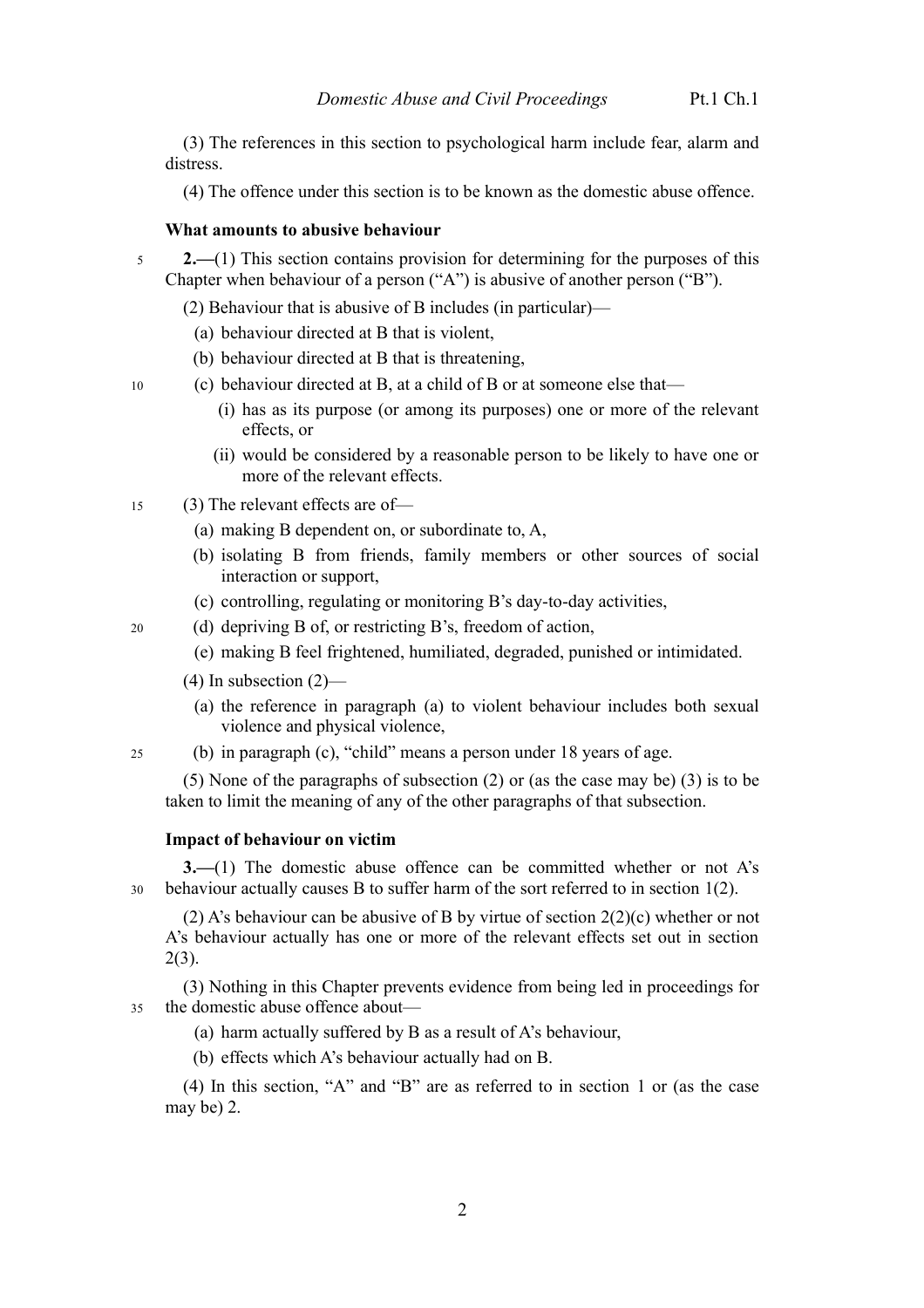(3) The references in this section to psychological harm include fear, alarm and distress.

(4) The offence under this section is to be known as the domestic abuse offence.

**What amounts to abusive behaviour**

**2.**—(1) This section contains provision for determining for the purposes of this Chapter when behaviour of a person ("A") is abusive of another person ("B").

(2) Behaviour that is abusive of B includes (in particular)—

(a) behaviour directed at B that is violent,

(b) behaviour directed at B that is threatening,

(c) behaviour directed at B, at a child of B or at someone else that—

(i) has as its purpose (or among its purposes) one or more of the relevant effects, or

(ii) would be considered by a reasonable person to be likely to have one or more of the relevant effects.

(3) The relevant effects are of—

(a) making B dependent on, or subordinate to, A,

(b) isolating B from friends, family members or other sources of social interaction or support,

(c) controlling, regulating or monitoring B's day-to-day activities,

(d) depriving B of, or restricting B's, freedom of action,

(e) making B feel frightened, humiliated, degraded, punished or intimidated.

(4) In subsection (2)—

(a) the reference in paragraph (a) to violent behaviour includes both sexual violence and physical violence,

(b) in paragraph (c), "child" means a person under 18 years of age.

(5) None of the paragraphs of subsection (2) or (as the case may be) (3) is to be taken to limit the meaning of any of the other paragraphs of that subsection.

**Impact of behaviour on victim**

**3.**—(1) The domestic abuse offence can be committed whether or not A's behaviour actually causes B to suffer harm of the sort referred to in section 1(2).

(2) A's behaviour can be abusive of B by virtue of section 2(2)(c) whether or not A's behaviour actually has one or more of the relevant effects set out in section 2(3).

(3) Nothing in this Chapter prevents evidence from being led in proceedings for the domestic abuse offence about—

(a) harm actually suffered by B as a result of A's behaviour,

(b) effects which A's behaviour actually had on B.

(4) In this section, "A" and "B" are as referred to in section 1 or (as the case may be) 2.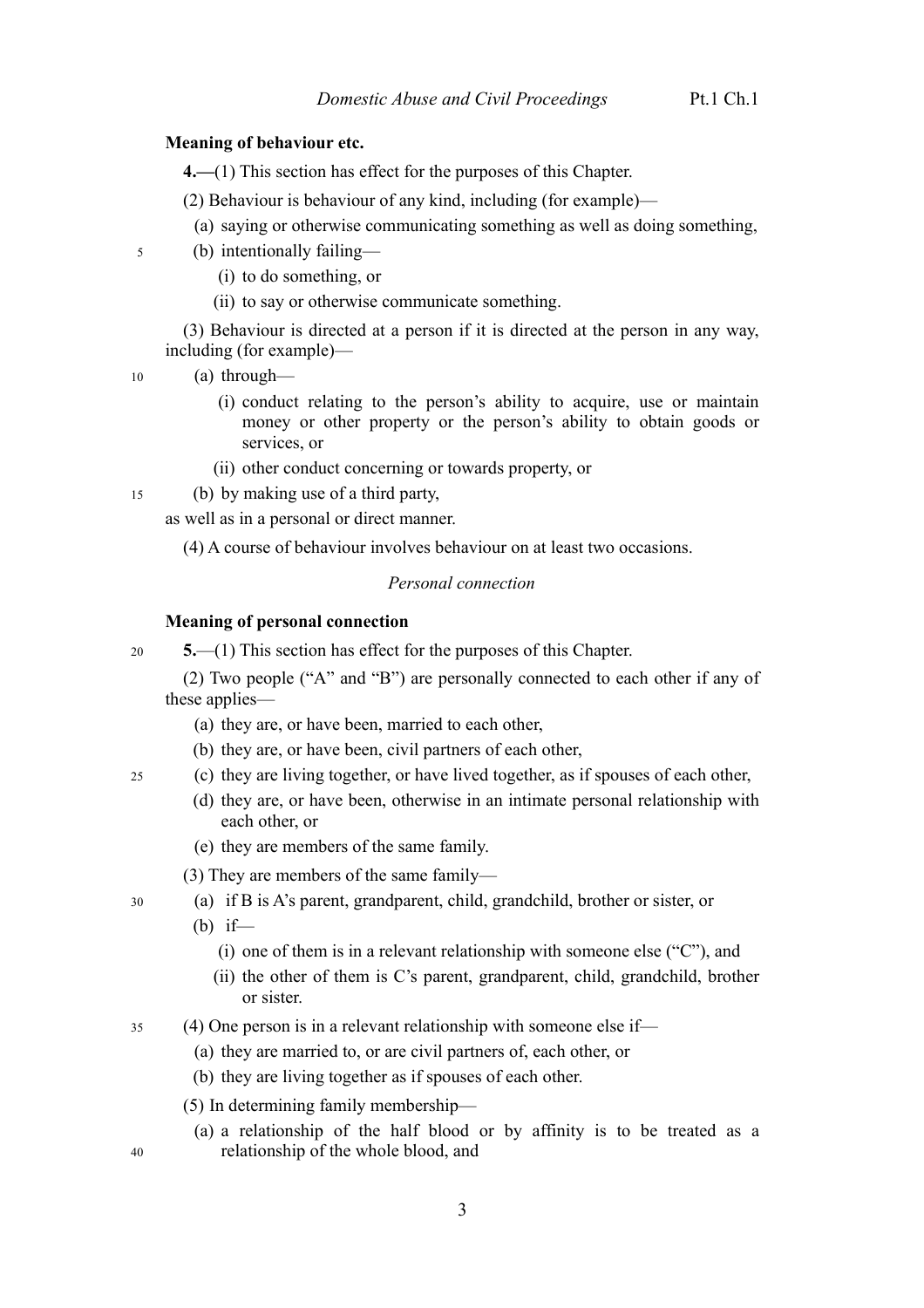**Meaning of behaviour etc.**

**4.—**(1) This section has effect for the purposes of this Chapter.

(2) Behaviour is behaviour of any kind, including (for example)—

(a) saying or otherwise communicating something as well as doing something,

(b) intentionally failing—

(i) to do something, or

(ii) to say or otherwise communicate something.

(3) Behaviour is directed at a person if it is directed at the person in any way, including (for example)—

(a) through—

(i) conduct relating to the person's ability to acquire, use or maintain money or other property or the person's ability to obtain goods or services, or

(ii) other conduct concerning or towards property, or

(b) by making use of a third party,

as well as in a personal or direct manner.

(4) A course of behaviour involves behaviour on at least two occasions.

*Personal connection*

**Meaning of personal connection**

**5.**—(1) This section has effect for the purposes of this Chapter.

(2) Two people ("A" and "B") are personally connected to each other if any of these applies—

(a) they are, or have been, married to each other,

(b) they are, or have been, civil partners of each other,

(c) they are living together, or have lived together, as if spouses of each other,

(d) they are, or have been, otherwise in an intimate personal relationship with each other, or

(e) they are members of the same family.

(3) They are members of the same family—

(a) if B is A's parent, grandparent, child, grandchild, brother or sister, or

(b) if—

(i) one of them is in a relevant relationship with someone else ("C"), and

(ii) the other of them is C's parent, grandparent, child, grandchild, brother or sister.

(4) One person is in a relevant relationship with someone else if—

(a) they are married to, or are civil partners of, each other, or

(b) they are living together as if spouses of each other.

(5) In determining family membership—

(a) a relationship of the half blood or by affinity is to be treated as a relationship of the whole blood, and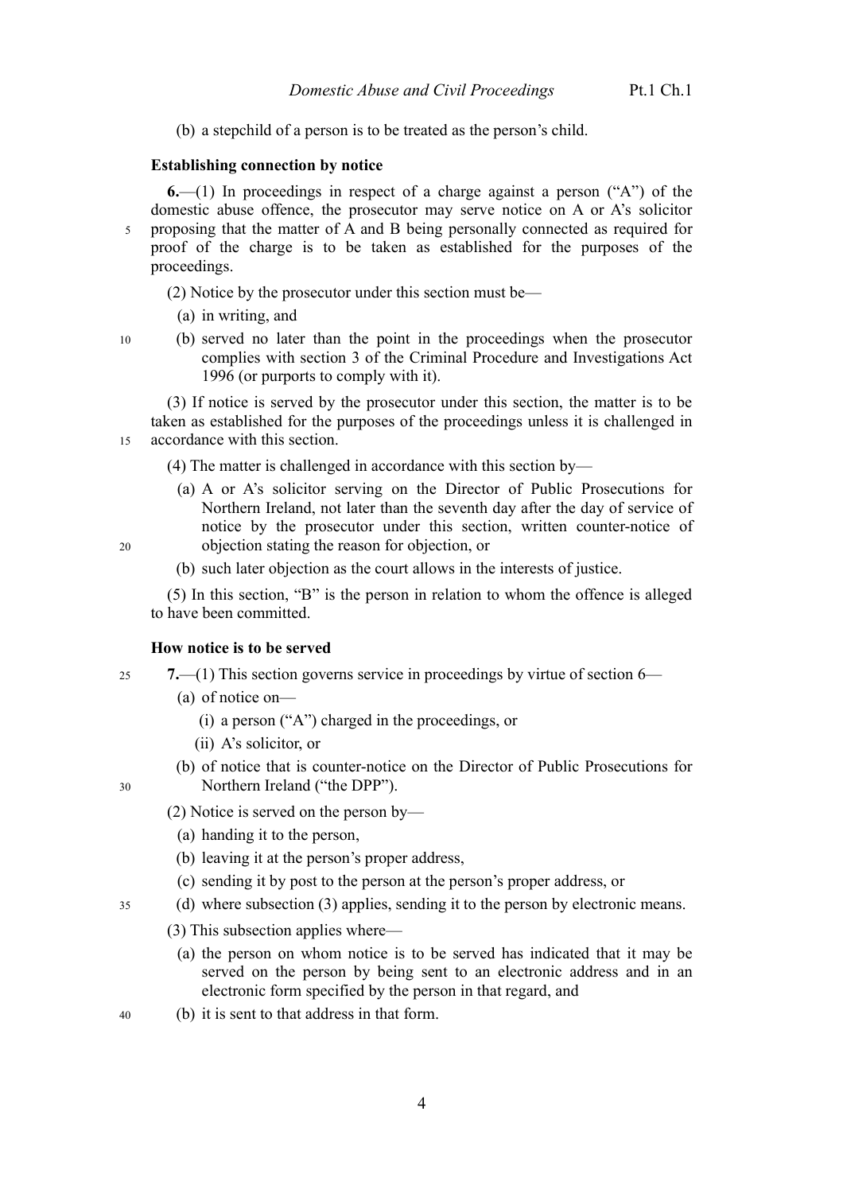(b) a stepchild of a person is to be treated as the person's child.

**Establishing connection by notice**

**6.**—(1) In proceedings in respect of a charge against a person ("A") of the domestic abuse offence, the prosecutor may serve notice on A or A's solicitor proposing that the matter of A and B being personally connected as required for proof of the charge is to be taken as established for the purposes of the proceedings.

(2) Notice by the prosecutor under this section must be—

(a) in writing, and

(b) served no later than the point in the proceedings when the prosecutor complies with section 3 of the Criminal Procedure and Investigations Act 1996 (or purports to comply with it).

(3) If notice is served by the prosecutor under this section, the matter is to be taken as established for the purposes of the proceedings unless it is challenged in accordance with this section.

(4) The matter is challenged in accordance with this section by—

(a) A or A's solicitor serving on the Director of Public Prosecutions for Northern Ireland, not later than the seventh day after the day of service of notice by the prosecutor under this section, written counter-notice of objection stating the reason for objection, or

(b) such later objection as the court allows in the interests of justice.

(5) In this section, "B" is the person in relation to whom the offence is alleged to have been committed.

**How notice is to be served**

**7.**—(1) This section governs service in proceedings by virtue of section 6—

(a) of notice on—

(i) a person ("A") charged in the proceedings, or

(ii) A's solicitor, or

(b) of notice that is counter-notice on the Director of Public Prosecutions for Northern Ireland ("the DPP").

(2) Notice is served on the person by—

(a) handing it to the person,

(b) leaving it at the person's proper address,

(c) sending it by post to the person at the person's proper address, or

(d) where subsection (3) applies, sending it to the person by electronic means.

(3) This subsection applies where—

(a) the person on whom notice is to be served has indicated that it may be served on the person by being sent to an electronic address and in an electronic form specified by the person in that regard, and

(b) it is sent to that address in that form.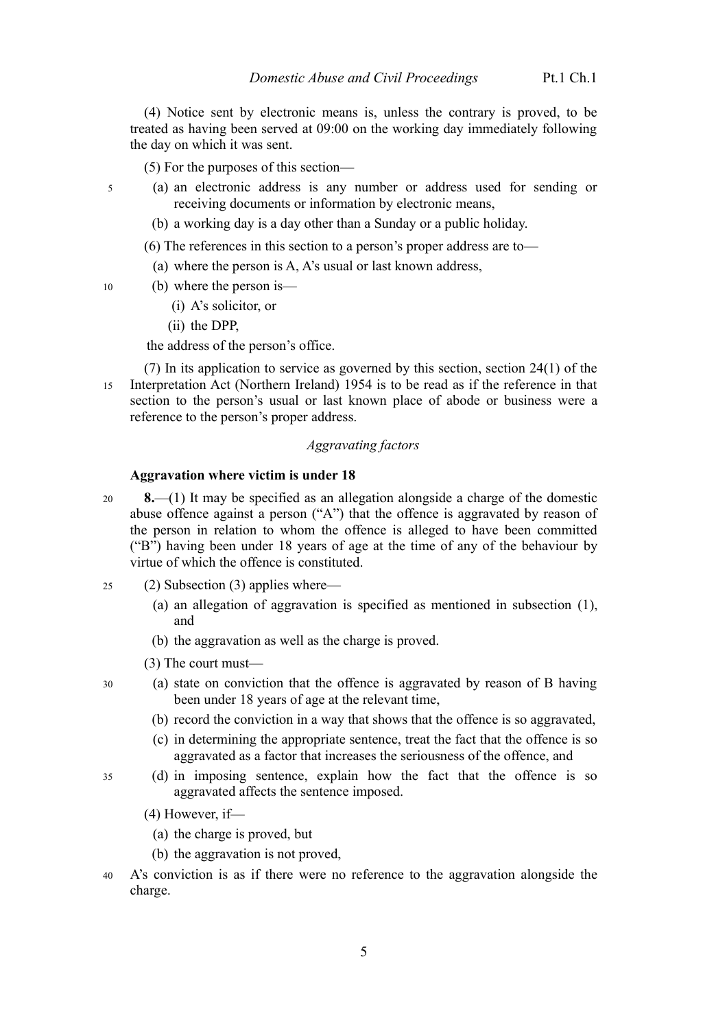(4) Notice sent by electronic means is, unless the contrary is proved, to be treated as having been served at 09:00 on the working day immediately following the day on which it was sent.

(5) For the purposes of this section—

- (a) an electronic address is any number or address used for sending or receiving documents or information by electronic means,
- (b) a working day is a day other than a Sunday or a public holiday.

(6) The references in this section to a person's proper address are to—

- (a) where the person is A, A's usual or last known address,
- (b) where the person is—
  - (i) A's solicitor, or
  - (ii) the DPP,

the address of the person's office.

(7) In its application to service as governed by this section, section 24(1) of the Interpretation Act (Northern Ireland) 1954 is to be read as if the reference in that section to the person's usual or last known place of abode or business were a reference to the person's proper address.

*Aggravating factors*

**Aggravation where victim is under 18**

**8.**—(1) It may be specified as an allegation alongside a charge of the domestic abuse offence against a person ("A") that the offence is aggravated by reason of the person in relation to whom the offence is alleged to have been committed ("B") having been under 18 years of age at the time of any of the behaviour by virtue of which the offence is constituted.

(2) Subsection (3) applies where—

- (a) an allegation of aggravation is specified as mentioned in subsection (1), and
- (b) the aggravation as well as the charge is proved.

(3) The court must—

- (a) state on conviction that the offence is aggravated by reason of B having been under 18 years of age at the relevant time,
- (b) record the conviction in a way that shows that the offence is so aggravated,
- (c) in determining the appropriate sentence, treat the fact that the offence is so aggravated as a factor that increases the seriousness of the offence, and
- (d) in imposing sentence, explain how the fact that the offence is so aggravated affects the sentence imposed.

(4) However, if—

- (a) the charge is proved, but
- (b) the aggravation is not proved,

A's conviction is as if there were no reference to the aggravation alongside the charge.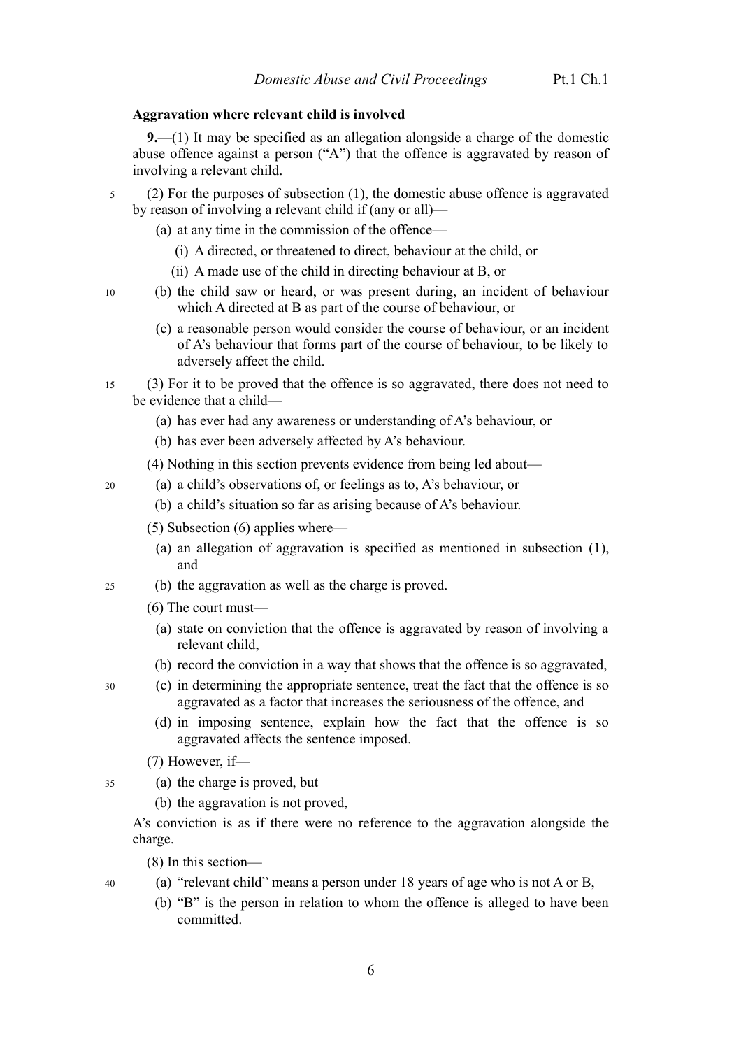### Aggravation where relevant child is involved

**9.**—(1) It may be specified as an allegation alongside a charge of the domestic abuse offence against a person ("A") that the offence is aggravated by reason of involving a relevant child.

(2) For the purposes of subsection (1), the domestic abuse offence is aggravated by reason of involving a relevant child if (any or all)—

- (a) at any time in the commission of the offence—
  - (i) A directed, or threatened to direct, behaviour at the child, or
  - (ii) A made use of the child in directing behaviour at B, or
- (b) the child saw or heard, or was present during, an incident of behaviour which A directed at B as part of the course of behaviour, or
- (c) a reasonable person would consider the course of behaviour, or an incident of A's behaviour that forms part of the course of behaviour, to be likely to adversely affect the child.

(3) For it to be proved that the offence is so aggravated, there does not need to be evidence that a child—

- (a) has ever had any awareness or understanding of A's behaviour, or
- (b) has ever been adversely affected by A's behaviour.

(4) Nothing in this section prevents evidence from being led about—

- (a) a child's observations of, or feelings as to, A's behaviour, or
- (b) a child's situation so far as arising because of A's behaviour.

(5) Subsection (6) applies where—

- (a) an allegation of aggravation is specified as mentioned in subsection (1), and
- (b) the aggravation as well as the charge is proved.

(6) The court must—

- (a) state on conviction that the offence is aggravated by reason of involving a relevant child,
- (b) record the conviction in a way that shows that the offence is so aggravated,
- (c) in determining the appropriate sentence, treat the fact that the offence is so aggravated as a factor that increases the seriousness of the offence, and
- (d) in imposing sentence, explain how the fact that the offence is so aggravated affects the sentence imposed.

(7) However, if—

- (a) the charge is proved, but
- (b) the aggravation is not proved,

A's conviction is as if there were no reference to the aggravation alongside the charge.

(8) In this section—

- (a) "relevant child" means a person under 18 years of age who is not A or B,
- (b) "B" is the person in relation to whom the offence is alleged to have been committed.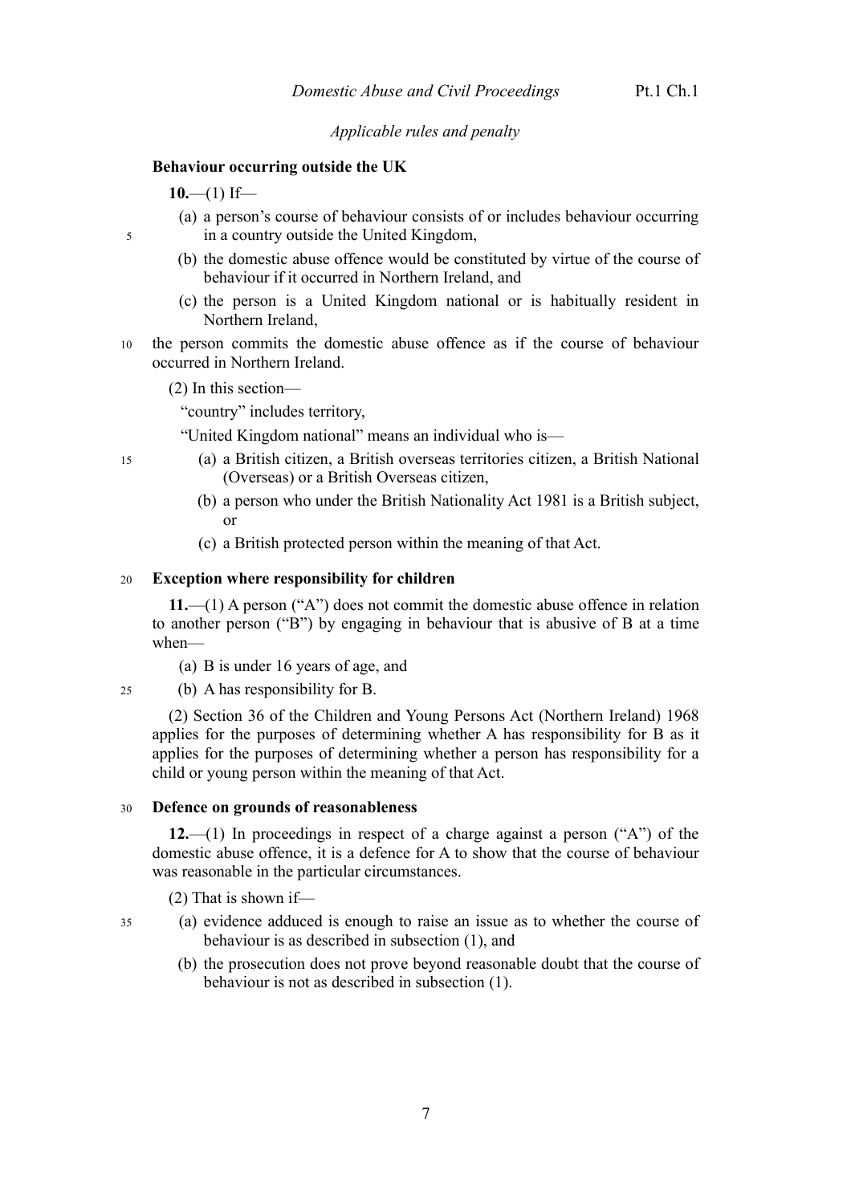*Applicable rules and penalty*

**Behaviour occurring outside the UK**

**10.**—(1) If—

(a) a person's course of behaviour consists of or includes behaviour occurring in a country outside the United Kingdom,

(b) the domestic abuse offence would be constituted by virtue of the course of behaviour if it occurred in Northern Ireland, and

(c) the person is a United Kingdom national or is habitually resident in Northern Ireland,

the person commits the domestic abuse offence as if the course of behaviour occurred in Northern Ireland.

(2) In this section—

"country" includes territory,

"United Kingdom national" means an individual who is—

(a) a British citizen, a British overseas territories citizen, a British National (Overseas) or a British Overseas citizen,

(b) a person who under the British Nationality Act 1981 is a British subject, or

(c) a British protected person within the meaning of that Act.

**Exception where responsibility for children**

**11.**—(1) A person ("A") does not commit the domestic abuse offence in relation to another person ("B") by engaging in behaviour that is abusive of B at a time when—

(a) B is under 16 years of age, and

(b) A has responsibility for B.

(2) Section 36 of the Children and Young Persons Act (Northern Ireland) 1968 applies for the purposes of determining whether A has responsibility for B as it applies for the purposes of determining whether a person has responsibility for a child or young person within the meaning of that Act.

**Defence on grounds of reasonableness**

**12.**—(1) In proceedings in respect of a charge against a person ("A") of the domestic abuse offence, it is a defence for A to show that the course of behaviour was reasonable in the particular circumstances.

(2) That is shown if—

(a) evidence adduced is enough to raise an issue as to whether the course of behaviour is as described in subsection (1), and

(b) the prosecution does not prove beyond reasonable doubt that the course of behaviour is not as described in subsection (1).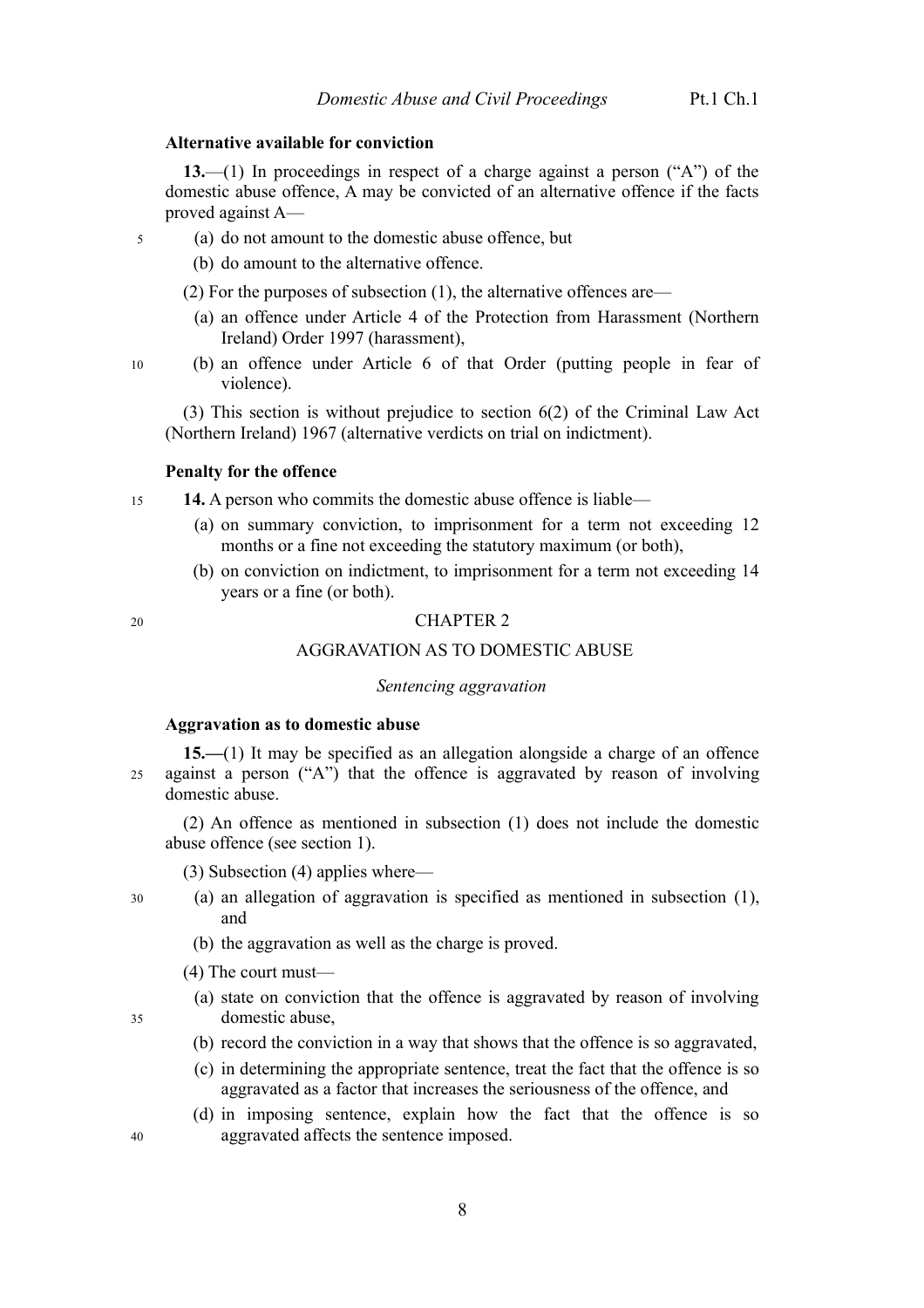**Alternative available for conviction**

**13.**—(1) In proceedings in respect of a charge against a person ("A") of the domestic abuse offence, A may be convicted of an alternative offence if the facts proved against A—

(a) do not amount to the domestic abuse offence, but

(b) do amount to the alternative offence.

(2) For the purposes of subsection (1), the alternative offences are—

(a) an offence under Article 4 of the Protection from Harassment (Northern Ireland) Order 1997 (harassment),

(b) an offence under Article 6 of that Order (putting people in fear of violence).

(3) This section is without prejudice to section 6(2) of the Criminal Law Act (Northern Ireland) 1967 (alternative verdicts on trial on indictment).

**Penalty for the offence**

**14.** A person who commits the domestic abuse offence is liable—

(a) on summary conviction, to imprisonment for a term not exceeding 12 months or a fine not exceeding the statutory maximum (or both),

(b) on conviction on indictment, to imprisonment for a term not exceeding 14 years or a fine (or both).

## CHAPTER 2

## AGGRAVATION AS TO DOMESTIC ABUSE

*Sentencing aggravation*

**Aggravation as to domestic abuse**

**15.—**(1) It may be specified as an allegation alongside a charge of an offence against a person ("A") that the offence is aggravated by reason of involving domestic abuse.

(2) An offence as mentioned in subsection (1) does not include the domestic abuse offence (see section 1).

(3) Subsection (4) applies where—

(a) an allegation of aggravation is specified as mentioned in subsection (1), and

(b) the aggravation as well as the charge is proved.

(4) The court must—

(a) state on conviction that the offence is aggravated by reason of involving domestic abuse,

(b) record the conviction in a way that shows that the offence is so aggravated,

(c) in determining the appropriate sentence, treat the fact that the offence is so aggravated as a factor that increases the seriousness of the offence, and

(d) in imposing sentence, explain how the fact that the offence is so aggravated affects the sentence imposed.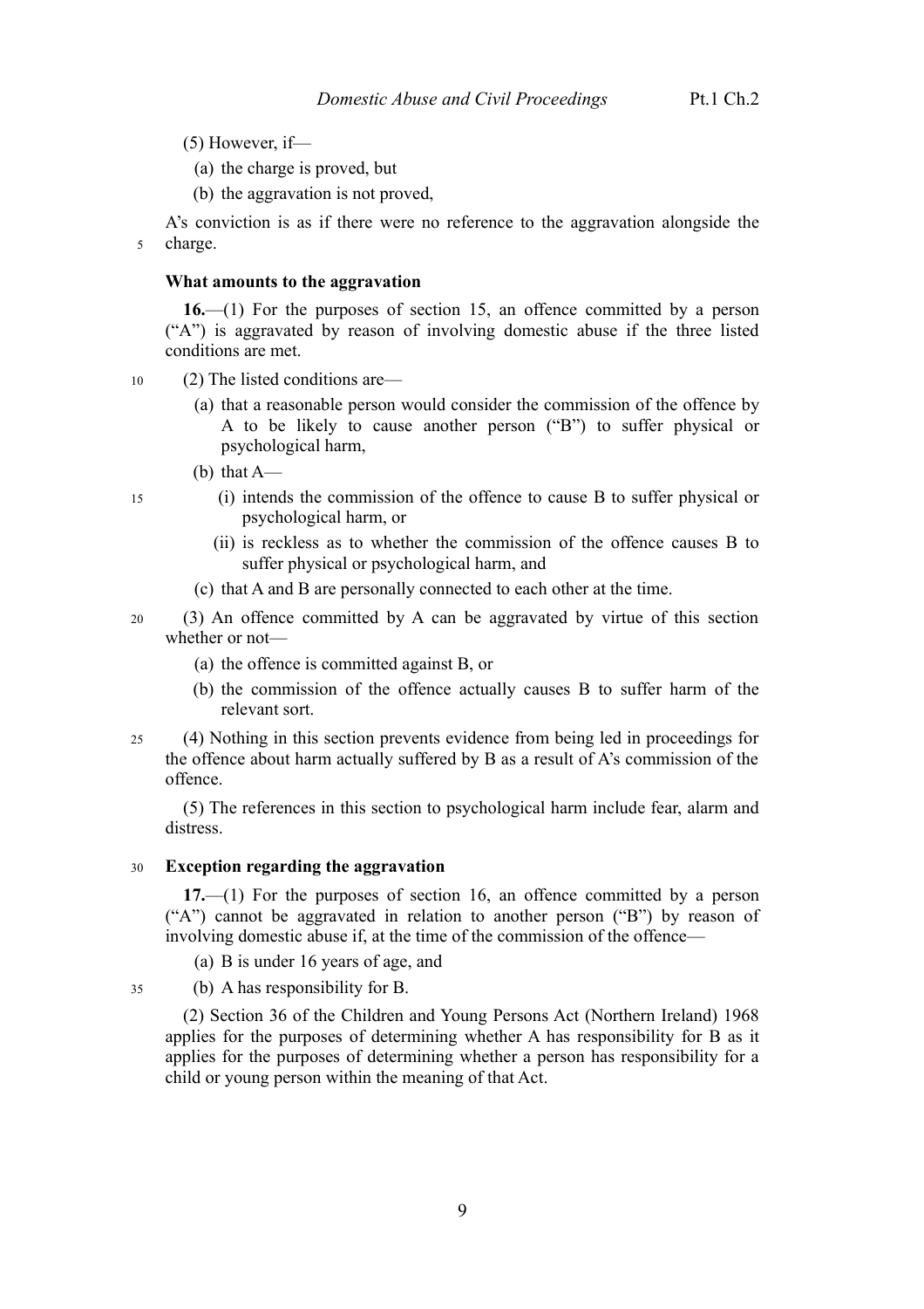(5) However, if—

(a) the charge is proved, but

(b) the aggravation is not proved,

A's conviction is as if there were no reference to the aggravation alongside the charge.

**What amounts to the aggravation**

**16.**—(1) For the purposes of section 15, an offence committed by a person ("A") is aggravated by reason of involving domestic abuse if the three listed conditions are met.

(2) The listed conditions are—

(a) that a reasonable person would consider the commission of the offence by A to be likely to cause another person ("B") to suffer physical or psychological harm,

(b) that A—

(i) intends the commission of the offence to cause B to suffer physical or psychological harm, or

(ii) is reckless as to whether the commission of the offence causes B to suffer physical or psychological harm, and

(c) that A and B are personally connected to each other at the time.

(3) An offence committed by A can be aggravated by virtue of this section whether or not—

(a) the offence is committed against B, or

(b) the commission of the offence actually causes B to suffer harm of the relevant sort.

(4) Nothing in this section prevents evidence from being led in proceedings for the offence about harm actually suffered by B as a result of A's commission of the offence.

(5) The references in this section to psychological harm include fear, alarm and distress.

**Exception regarding the aggravation**

**17.**—(1) For the purposes of section 16, an offence committed by a person ("A") cannot be aggravated in relation to another person ("B") by reason of involving domestic abuse if, at the time of the commission of the offence—

(a) B is under 16 years of age, and

(b) A has responsibility for B.

(2) Section 36 of the Children and Young Persons Act (Northern Ireland) 1968 applies for the purposes of determining whether A has responsibility for B as it applies for the purposes of determining whether a person has responsibility for a child or young person within the meaning of that Act.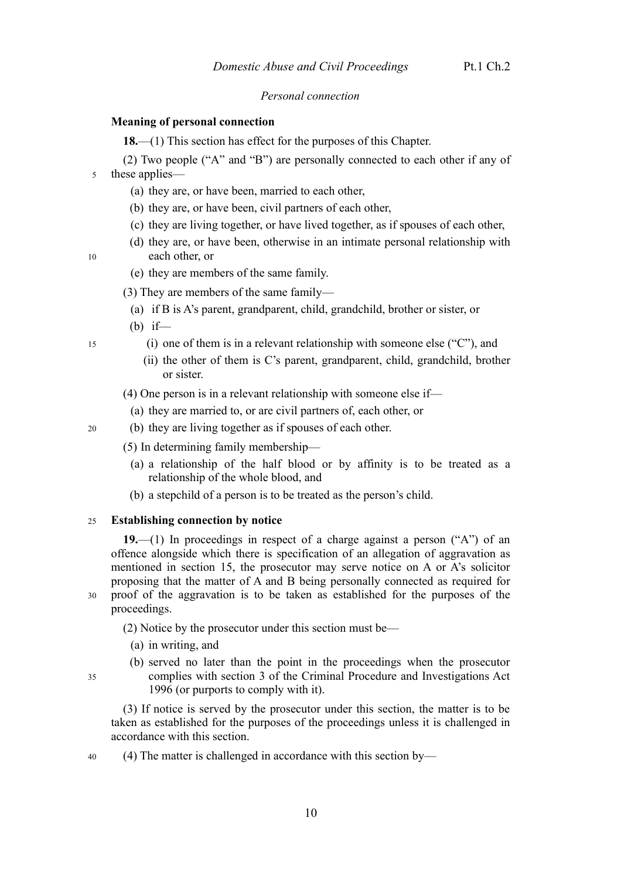*Personal connection*

**Meaning of personal connection**

**18.**—(1) This section has effect for the purposes of this Chapter.

(2) Two people ("A" and "B") are personally connected to each other if any of these applies—

(a) they are, or have been, married to each other,

(b) they are, or have been, civil partners of each other,

(c) they are living together, or have lived together, as if spouses of each other,

(d) they are, or have been, otherwise in an intimate personal relationship with each other, or

(e) they are members of the same family.

(3) They are members of the same family—

(a) if B is A's parent, grandparent, child, grandchild, brother or sister, or

(b) if—

(i) one of them is in a relevant relationship with someone else ("C"), and

(ii) the other of them is C's parent, grandparent, child, grandchild, brother or sister.

(4) One person is in a relevant relationship with someone else if—

(a) they are married to, or are civil partners of, each other, or

(b) they are living together as if spouses of each other.

(5) In determining family membership—

(a) a relationship of the half blood or by affinity is to be treated as a relationship of the whole blood, and

(b) a stepchild of a person is to be treated as the person's child.

**Establishing connection by notice**

**19.**—(1) In proceedings in respect of a charge against a person ("A") of an offence alongside which there is specification of an allegation of aggravation as mentioned in section 15, the prosecutor may serve notice on A or A's solicitor proposing that the matter of A and B being personally connected as required for proof of the aggravation is to be taken as established for the purposes of the proceedings.

(2) Notice by the prosecutor under this section must be—

(a) in writing, and

(b) served no later than the point in the proceedings when the prosecutor complies with section 3 of the Criminal Procedure and Investigations Act 1996 (or purports to comply with it).

(3) If notice is served by the prosecutor under this section, the matter is to be taken as established for the purposes of the proceedings unless it is challenged in accordance with this section.

(4) The matter is challenged in accordance with this section by—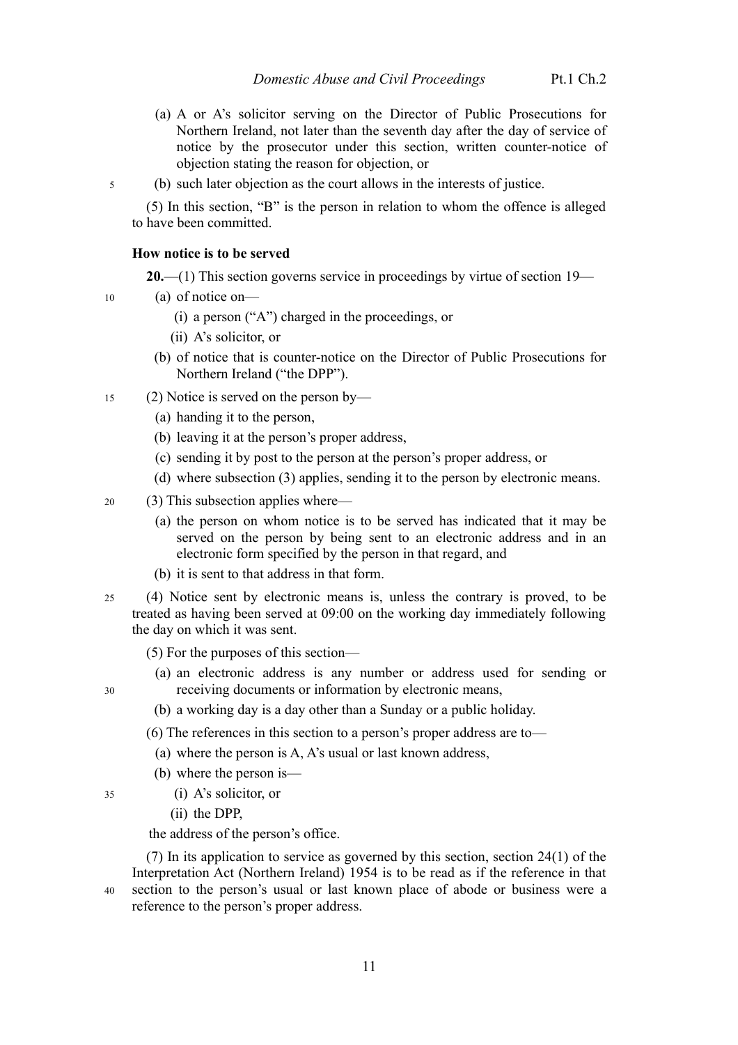(a) A or A's solicitor serving on the Director of Public Prosecutions for Northern Ireland, not later than the seventh day after the day of service of notice by the prosecutor under this section, written counter-notice of objection stating the reason for objection, or

(b) such later objection as the court allows in the interests of justice.

(5) In this section, "B" is the person in relation to whom the offence is alleged to have been committed.

**How notice is to be served**

**20.**—(1) This section governs service in proceedings by virtue of section 19—

(a) of notice on—

(i) a person ("A") charged in the proceedings, or

(ii) A's solicitor, or

(b) of notice that is counter-notice on the Director of Public Prosecutions for Northern Ireland ("the DPP").

(2) Notice is served on the person by—

(a) handing it to the person,

(b) leaving it at the person's proper address,

(c) sending it by post to the person at the person's proper address, or

(d) where subsection (3) applies, sending it to the person by electronic means.

(3) This subsection applies where—

(a) the person on whom notice is to be served has indicated that it may be served on the person by being sent to an electronic address and in an electronic form specified by the person in that regard, and

(b) it is sent to that address in that form.

(4) Notice sent by electronic means is, unless the contrary is proved, to be treated as having been served at 09:00 on the working day immediately following the day on which it was sent.

(5) For the purposes of this section—

(a) an electronic address is any number or address used for sending or receiving documents or information by electronic means,

(b) a working day is a day other than a Sunday or a public holiday.

(6) The references in this section to a person's proper address are to—

(a) where the person is A, A's usual or last known address,

(b) where the person is—

(i) A's solicitor, or

(ii) the DPP,

the address of the person's office.

(7) In its application to service as governed by this section, section 24(1) of the Interpretation Act (Northern Ireland) 1954 is to be read as if the reference in that section to the person's usual or last known place of abode or business were a reference to the person's proper address.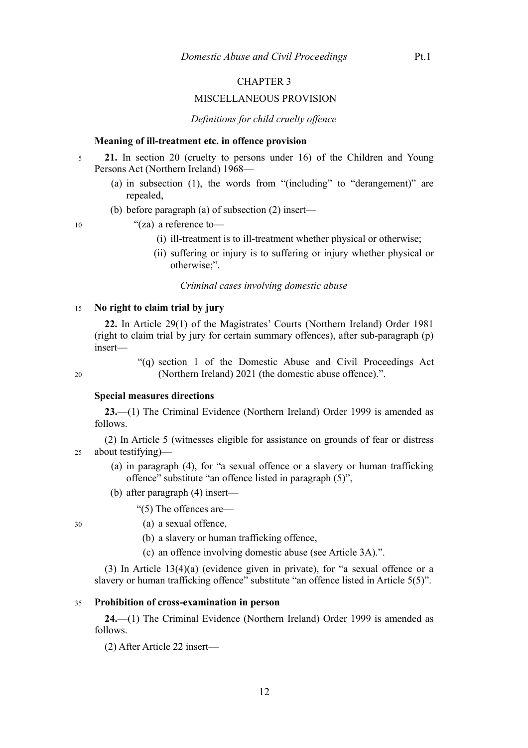## CHAPTER 3

## MISCELLANEOUS PROVISION

*Definitions for child cruelty offence*

**Meaning of ill-treatment etc. in offence provision**

**21.** In section 20 (cruelty to persons under 16) of the Children and Young Persons Act (Northern Ireland) 1968—

(a) in subsection (1), the words from "(including" to "derangement)" are repealed,

(b) before paragraph (a) of subsection (2) insert—

"(za) a reference to—

(i) ill-treatment is to ill-treatment whether physical or otherwise;

(ii) suffering or injury is to suffering or injury whether physical or otherwise;".

*Criminal cases involving domestic abuse*

**No right to claim trial by jury**

**22.** In Article 29(1) of the Magistrates' Courts (Northern Ireland) Order 1981 (right to claim trial by jury for certain summary offences), after sub-paragraph (p) insert—

"(q) section 1 of the Domestic Abuse and Civil Proceedings Act (Northern Ireland) 2021 (the domestic abuse offence).".

**Special measures directions**

**23.**—(1) The Criminal Evidence (Northern Ireland) Order 1999 is amended as follows.

(2) In Article 5 (witnesses eligible for assistance on grounds of fear or distress about testifying)—

(a) in paragraph (4), for "a sexual offence or a slavery or human trafficking offence" substitute "an offence listed in paragraph (5)",

(b) after paragraph (4) insert—

"(5) The offences are—

(a) a sexual offence,

(b) a slavery or human trafficking offence,

(c) an offence involving domestic abuse (see Article 3A).".

(3) In Article 13(4)(a) (evidence given in private), for "a sexual offence or a slavery or human trafficking offence" substitute "an offence listed in Article 5(5)".

**Prohibition of cross-examination in person**

**24.**—(1) The Criminal Evidence (Northern Ireland) Order 1999 is amended as follows.

(2) After Article 22 insert—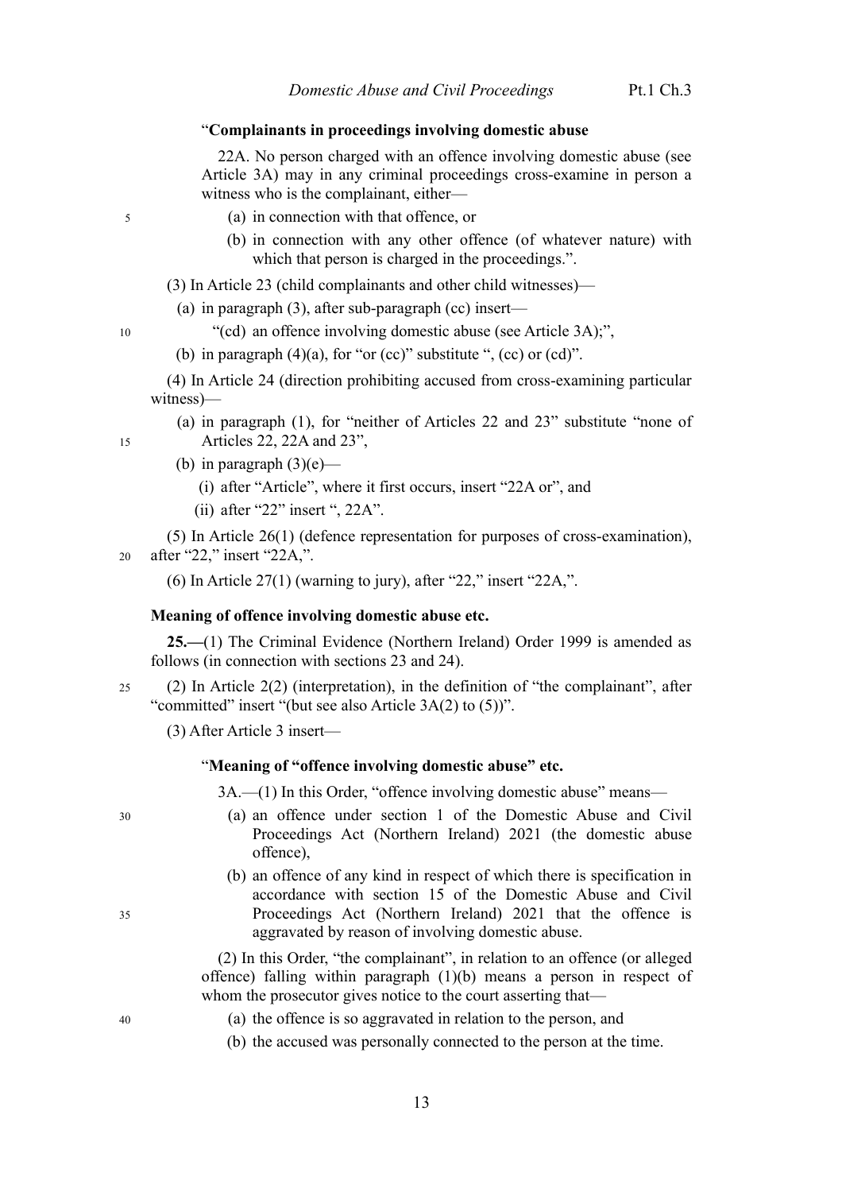"**Complainants in proceedings involving domestic abuse**

22A. No person charged with an offence involving domestic abuse (see Article 3A) may in any criminal proceedings cross-examine in person a witness who is the complainant, either—

(a) in connection with that offence, or

(b) in connection with any other offence (of whatever nature) with which that person is charged in the proceedings.".

(3) In Article 23 (child complainants and other child witnesses)—

(a) in paragraph (3), after sub-paragraph (cc) insert—

"(cd) an offence involving domestic abuse (see Article 3A);",

(b) in paragraph (4)(a), for "or (cc)" substitute ", (cc) or (cd)".

(4) In Article 24 (direction prohibiting accused from cross-examining particular witness)—

(a) in paragraph (1), for "neither of Articles 22 and 23" substitute "none of Articles 22, 22A and 23",

(b) in paragraph (3)(e)—

(i) after "Article", where it first occurs, insert "22A or", and

(ii) after "22" insert ", 22A".

(5) In Article 26(1) (defence representation for purposes of cross-examination), after "22," insert "22A,".

(6) In Article 27(1) (warning to jury), after "22," insert "22A,".

**Meaning of offence involving domestic abuse etc.**

**25.—**(1) The Criminal Evidence (Northern Ireland) Order 1999 is amended as follows (in connection with sections 23 and 24).

(2) In Article 2(2) (interpretation), in the definition of "the complainant", after "committed" insert "(but see also Article 3A(2) to (5))".

(3) After Article 3 insert—

"**Meaning of "offence involving domestic abuse" etc.**

3A.—(1) In this Order, "offence involving domestic abuse" means—

(a) an offence under section 1 of the Domestic Abuse and Civil Proceedings Act (Northern Ireland) 2021 (the domestic abuse offence),

(b) an offence of any kind in respect of which there is specification in accordance with section 15 of the Domestic Abuse and Civil Proceedings Act (Northern Ireland) 2021 that the offence is aggravated by reason of involving domestic abuse.

(2) In this Order, "the complainant", in relation to an offence (or alleged offence) falling within paragraph (1)(b) means a person in respect of whom the prosecutor gives notice to the court asserting that—

(a) the offence is so aggravated in relation to the person, and

(b) the accused was personally connected to the person at the time.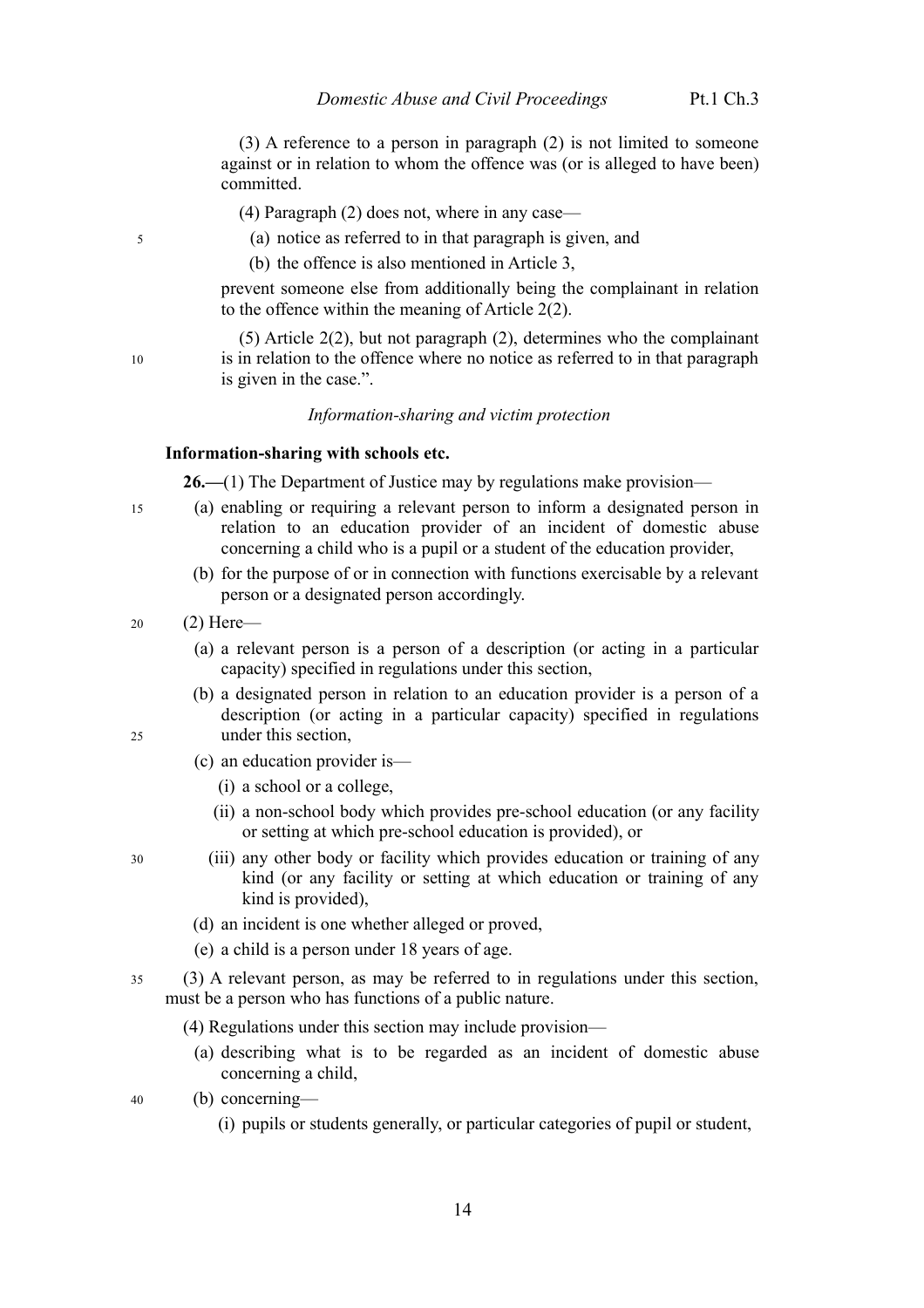(3) A reference to a person in paragraph (2) is not limited to someone against or in relation to whom the offence was (or is alleged to have been) committed.

(4) Paragraph (2) does not, where in any case—

(a) notice as referred to in that paragraph is given, and

(b) the offence is also mentioned in Article 3,

prevent someone else from additionally being the complainant in relation to the offence within the meaning of Article 2(2).

(5) Article 2(2), but not paragraph (2), determines who the complainant is in relation to the offence where no notice as referred to in that paragraph is given in the case.".

*Information-sharing and victim protection*

**Information-sharing with schools etc.**

**26.—**(1) The Department of Justice may by regulations make provision—

(a) enabling or requiring a relevant person to inform a designated person in relation to an education provider of an incident of domestic abuse concerning a child who is a pupil or a student of the education provider,

(b) for the purpose of or in connection with functions exercisable by a relevant person or a designated person accordingly.

(2) Here—

(a) a relevant person is a person of a description (or acting in a particular capacity) specified in regulations under this section,

(b) a designated person in relation to an education provider is a person of a description (or acting in a particular capacity) specified in regulations under this section,

(c) an education provider is—

(i) a school or a college,

(ii) a non-school body which provides pre-school education (or any facility or setting at which pre-school education is provided), or

(iii) any other body or facility which provides education or training of any kind (or any facility or setting at which education or training of any kind is provided),

(d) an incident is one whether alleged or proved,

(e) a child is a person under 18 years of age.

(3) A relevant person, as may be referred to in regulations under this section, must be a person who has functions of a public nature.

(4) Regulations under this section may include provision—

(a) describing what is to be regarded as an incident of domestic abuse concerning a child,

(b) concerning—

(i) pupils or students generally, or particular categories of pupil or student,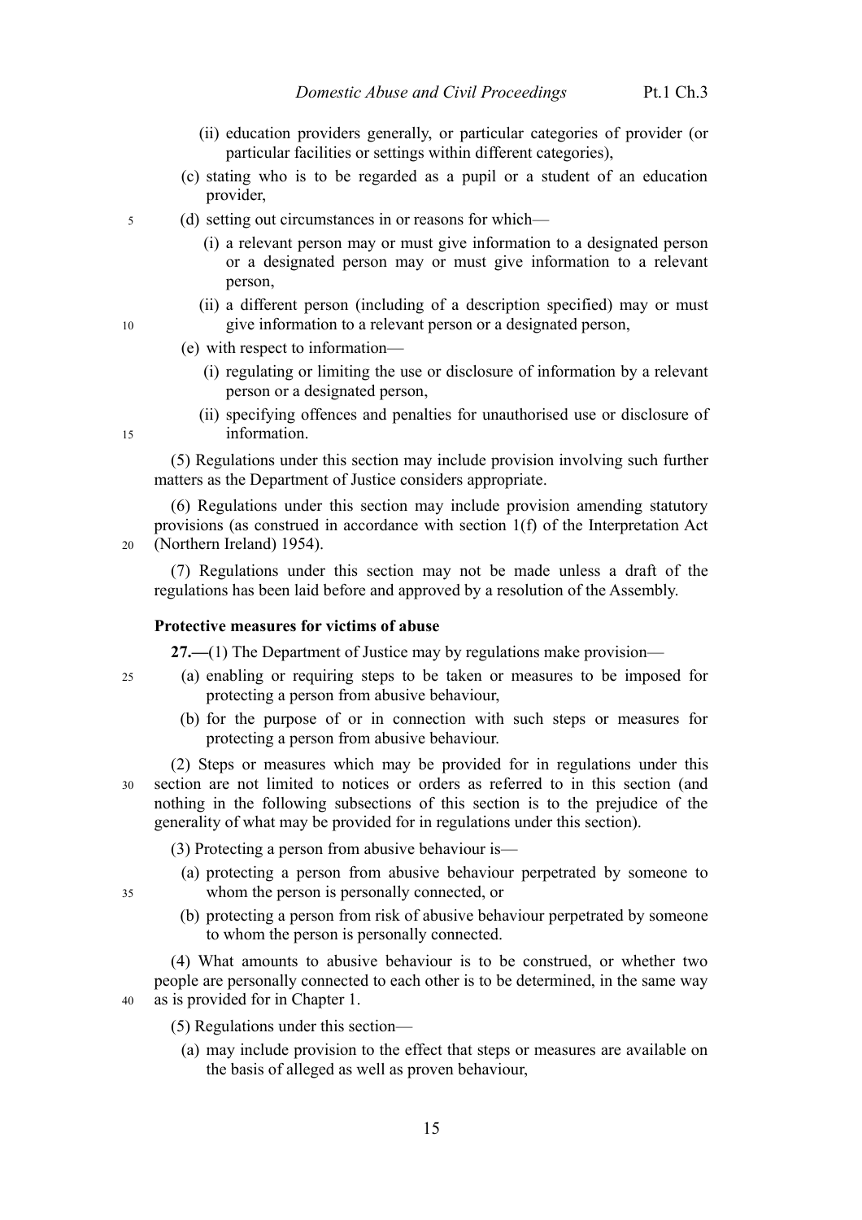(ii) education providers generally, or particular categories of provider (or particular facilities or settings within different categories),

(c) stating who is to be regarded as a pupil or a student of an education provider,

(d) setting out circumstances in or reasons for which—

(i) a relevant person may or must give information to a designated person or a designated person may or must give information to a relevant person,

(ii) a different person (including of a description specified) may or must give information to a relevant person or a designated person,

(e) with respect to information—

(i) regulating or limiting the use or disclosure of information by a relevant person or a designated person,

(ii) specifying offences and penalties for unauthorised use or disclosure of information.

(5) Regulations under this section may include provision involving such further matters as the Department of Justice considers appropriate.

(6) Regulations under this section may include provision amending statutory provisions (as construed in accordance with section 1(f) of the Interpretation Act (Northern Ireland) 1954).

(7) Regulations under this section may not be made unless a draft of the regulations has been laid before and approved by a resolution of the Assembly.

**Protective measures for victims of abuse**

**27.—**(1) The Department of Justice may by regulations make provision—

(a) enabling or requiring steps to be taken or measures to be imposed for protecting a person from abusive behaviour,

(b) for the purpose of or in connection with such steps or measures for protecting a person from abusive behaviour.

(2) Steps or measures which may be provided for in regulations under this section are not limited to notices or orders as referred to in this section (and nothing in the following subsections of this section is to the prejudice of the generality of what may be provided for in regulations under this section).

(3) Protecting a person from abusive behaviour is—

(a) protecting a person from abusive behaviour perpetrated by someone to whom the person is personally connected, or

(b) protecting a person from risk of abusive behaviour perpetrated by someone to whom the person is personally connected.

(4) What amounts to abusive behaviour is to be construed, or whether two people are personally connected to each other is to be determined, in the same way as is provided for in Chapter 1.

(5) Regulations under this section—

(a) may include provision to the effect that steps or measures are available on the basis of alleged as well as proven behaviour,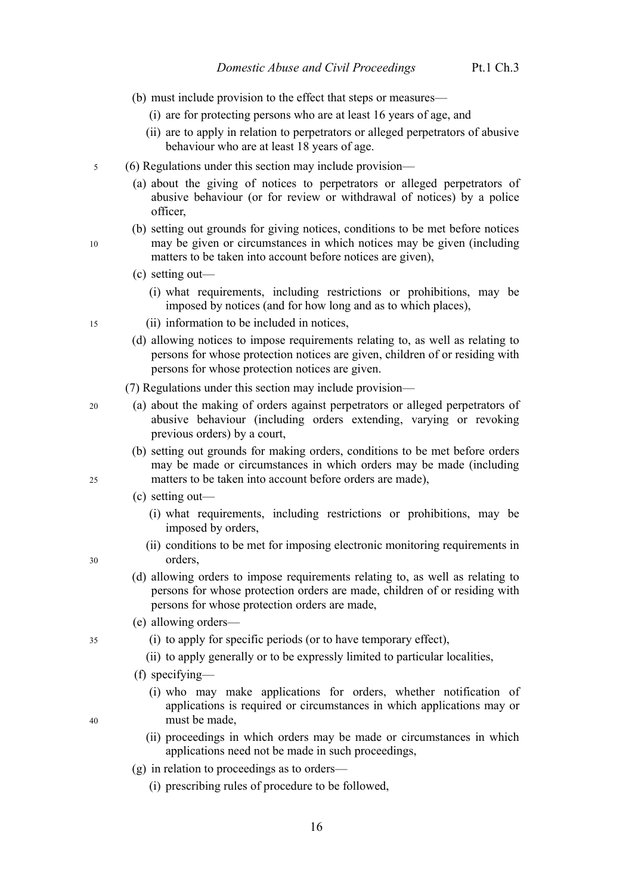(b) must include provision to the effect that steps or measures—

 (i) are for protecting persons who are at least 16 years of age, and

 (ii) are to apply in relation to perpetrators or alleged perpetrators of abusive behaviour who are at least 18 years of age.

(6) Regulations under this section may include provision—

(a) about the giving of notices to perpetrators or alleged perpetrators of abusive behaviour (or for review or withdrawal of notices) by a police officer,

(b) setting out grounds for giving notices, conditions to be met before notices may be given or circumstances in which notices may be given (including matters to be taken into account before notices are given),

(c) setting out—

 (i) what requirements, including restrictions or prohibitions, may be imposed by notices (and for how long and as to which places),

 (ii) information to be included in notices,

(d) allowing notices to impose requirements relating to, as well as relating to persons for whose protection notices are given, children of or residing with persons for whose protection notices are given.

(7) Regulations under this section may include provision—

(a) about the making of orders against perpetrators or alleged perpetrators of abusive behaviour (including orders extending, varying or revoking previous orders) by a court,

(b) setting out grounds for making orders, conditions to be met before orders may be made or circumstances in which orders may be made (including matters to be taken into account before orders are made),

(c) setting out—

 (i) what requirements, including restrictions or prohibitions, may be imposed by orders,

 (ii) conditions to be met for imposing electronic monitoring requirements in orders,

(d) allowing orders to impose requirements relating to, as well as relating to persons for whose protection orders are made, children of or residing with persons for whose protection orders are made,

(e) allowing orders—

 (i) to apply for specific periods (or to have temporary effect),

 (ii) to apply generally or to be expressly limited to particular localities,

(f) specifying—

 (i) who may make applications for orders, whether notification of applications is required or circumstances in which applications may or must be made,

 (ii) proceedings in which orders may be made or circumstances in which applications need not be made in such proceedings,

(g) in relation to proceedings as to orders—

 (i) prescribing rules of procedure to be followed,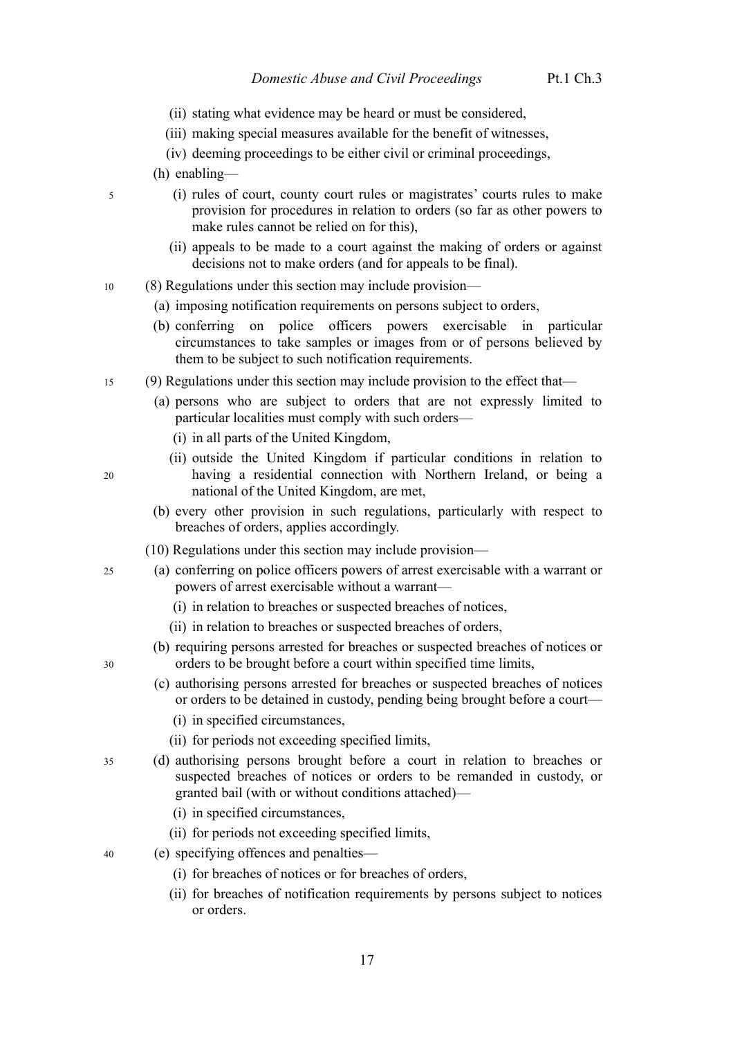(ii) stating what evidence may be heard or must be considered,

(iii) making special measures available for the benefit of witnesses,

(iv) deeming proceedings to be either civil or criminal proceedings,

(h) enabling—

(i) rules of court, county court rules or magistrates' courts rules to make provision for procedures in relation to orders (so far as other powers to make rules cannot be relied on for this),

(ii) appeals to be made to a court against the making of orders or against decisions not to make orders (and for appeals to be final).

(8) Regulations under this section may include provision—

(a) imposing notification requirements on persons subject to orders,

(b) conferring on police officers powers exercisable in particular circumstances to take samples or images from or of persons believed by them to be subject to such notification requirements.

(9) Regulations under this section may include provision to the effect that—

(a) persons who are subject to orders that are not expressly limited to particular localities must comply with such orders—

(i) in all parts of the United Kingdom,

(ii) outside the United Kingdom if particular conditions in relation to having a residential connection with Northern Ireland, or being a national of the United Kingdom, are met,

(b) every other provision in such regulations, particularly with respect to breaches of orders, applies accordingly.

(10) Regulations under this section may include provision—

(a) conferring on police officers powers of arrest exercisable with a warrant or powers of arrest exercisable without a warrant—

(i) in relation to breaches or suspected breaches of notices,

(ii) in relation to breaches or suspected breaches of orders,

(b) requiring persons arrested for breaches or suspected breaches of notices or orders to be brought before a court within specified time limits,

(c) authorising persons arrested for breaches or suspected breaches of notices or orders to be detained in custody, pending being brought before a court—

(i) in specified circumstances,

(ii) for periods not exceeding specified limits,

(d) authorising persons brought before a court in relation to breaches or suspected breaches of notices or orders to be remanded in custody, or granted bail (with or without conditions attached)—

(i) in specified circumstances,

(ii) for periods not exceeding specified limits,

(e) specifying offences and penalties—

(i) for breaches of notices or for breaches of orders,

(ii) for breaches of notification requirements by persons subject to notices or orders.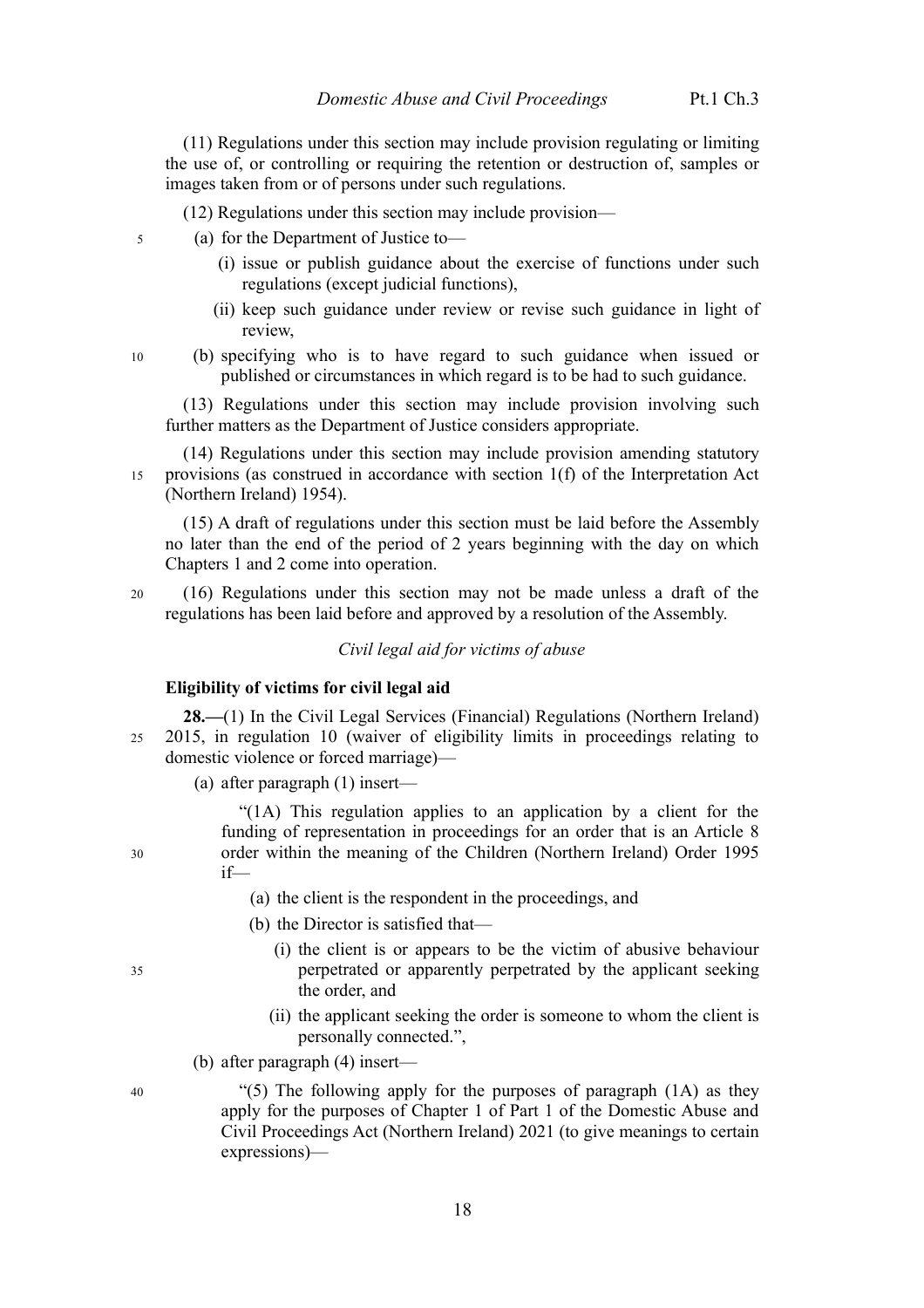(11) Regulations under this section may include provision regulating or limiting the use of, or controlling or requiring the retention or destruction of, samples or images taken from or of persons under such regulations.

(12) Regulations under this section may include provision—

- (a) for the Department of Justice to—
  - (i) issue or publish guidance about the exercise of functions under such regulations (except judicial functions),
  - (ii) keep such guidance under review or revise such guidance in light of review,
- (b) specifying who is to have regard to such guidance when issued or published or circumstances in which regard is to be had to such guidance.

(13) Regulations under this section may include provision involving such further matters as the Department of Justice considers appropriate.

(14) Regulations under this section may include provision amending statutory provisions (as construed in accordance with section 1(f) of the Interpretation Act (Northern Ireland) 1954).

(15) A draft of regulations under this section must be laid before the Assembly no later than the end of the period of 2 years beginning with the day on which Chapters 1 and 2 come into operation.

(16) Regulations under this section may not be made unless a draft of the regulations has been laid before and approved by a resolution of the Assembly.

*Civil legal aid for victims of abuse*

**Eligibility of victims for civil legal aid**

**28.—**(1) In the Civil Legal Services (Financial) Regulations (Northern Ireland) 2015, in regulation 10 (waiver of eligibility limits in proceedings relating to domestic violence or forced marriage)—

- (a) after paragraph (1) insert—

  "(1A) This regulation applies to an application by a client for the funding of representation in proceedings for an order that is an Article 8 order within the meaning of the Children (Northern Ireland) Order 1995 if—

  - (a) the client is the respondent in the proceedings, and
  - (b) the Director is satisfied that—
    - (i) the client is or appears to be the victim of abusive behaviour perpetrated or apparently perpetrated by the applicant seeking the order, and
    - (ii) the applicant seeking the order is someone to whom the client is personally connected.",

- (b) after paragraph (4) insert—

  "(5) The following apply for the purposes of paragraph (1A) as they apply for the purposes of Chapter 1 of Part 1 of the Domestic Abuse and Civil Proceedings Act (Northern Ireland) 2021 (to give meanings to certain expressions)—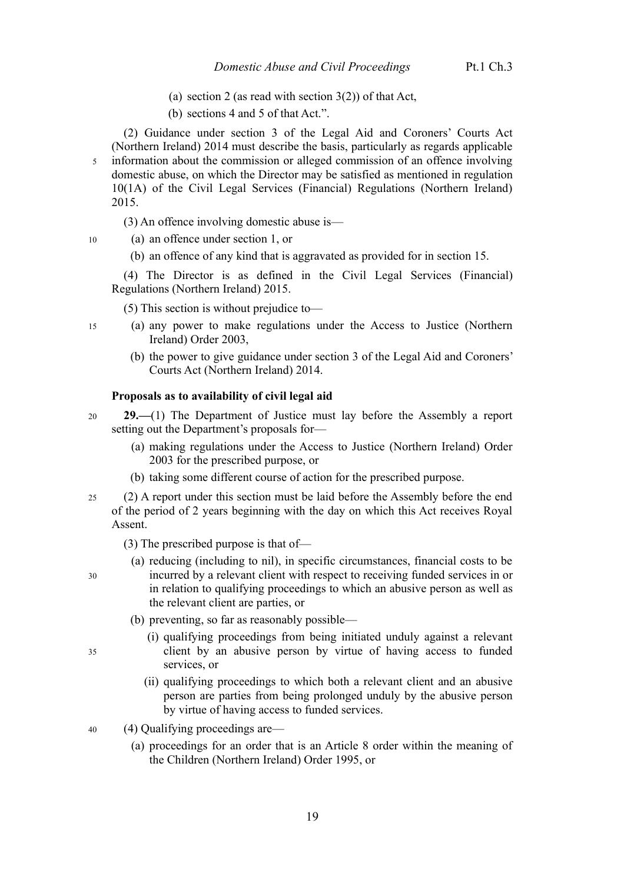(a) section 2 (as read with section 3(2)) of that Act,

(b) sections 4 and 5 of that Act.".

(2) Guidance under section 3 of the Legal Aid and Coroners' Courts Act (Northern Ireland) 2014 must describe the basis, particularly as regards applicable information about the commission or alleged commission of an offence involving domestic abuse, on which the Director may be satisfied as mentioned in regulation 10(1A) of the Civil Legal Services (Financial) Regulations (Northern Ireland) 2015.

(3) An offence involving domestic abuse is—

(a) an offence under section 1, or

(b) an offence of any kind that is aggravated as provided for in section 15.

(4) The Director is as defined in the Civil Legal Services (Financial) Regulations (Northern Ireland) 2015.

(5) This section is without prejudice to—

(a) any power to make regulations under the Access to Justice (Northern Ireland) Order 2003,

(b) the power to give guidance under section 3 of the Legal Aid and Coroners' Courts Act (Northern Ireland) 2014.

**Proposals as to availability of civil legal aid**

**29.—**(1) The Department of Justice must lay before the Assembly a report setting out the Department's proposals for—

(a) making regulations under the Access to Justice (Northern Ireland) Order 2003 for the prescribed purpose, or

(b) taking some different course of action for the prescribed purpose.

(2) A report under this section must be laid before the Assembly before the end of the period of 2 years beginning with the day on which this Act receives Royal Assent.

(3) The prescribed purpose is that of—

(a) reducing (including to nil), in specific circumstances, financial costs to be incurred by a relevant client with respect to receiving funded services in or in relation to qualifying proceedings to which an abusive person as well as the relevant client are parties, or

(b) preventing, so far as reasonably possible—

(i) qualifying proceedings from being initiated unduly against a relevant client by an abusive person by virtue of having access to funded services, or

(ii) qualifying proceedings to which both a relevant client and an abusive person are parties from being prolonged unduly by the abusive person by virtue of having access to funded services.

(4) Qualifying proceedings are—

(a) proceedings for an order that is an Article 8 order within the meaning of the Children (Northern Ireland) Order 1995, or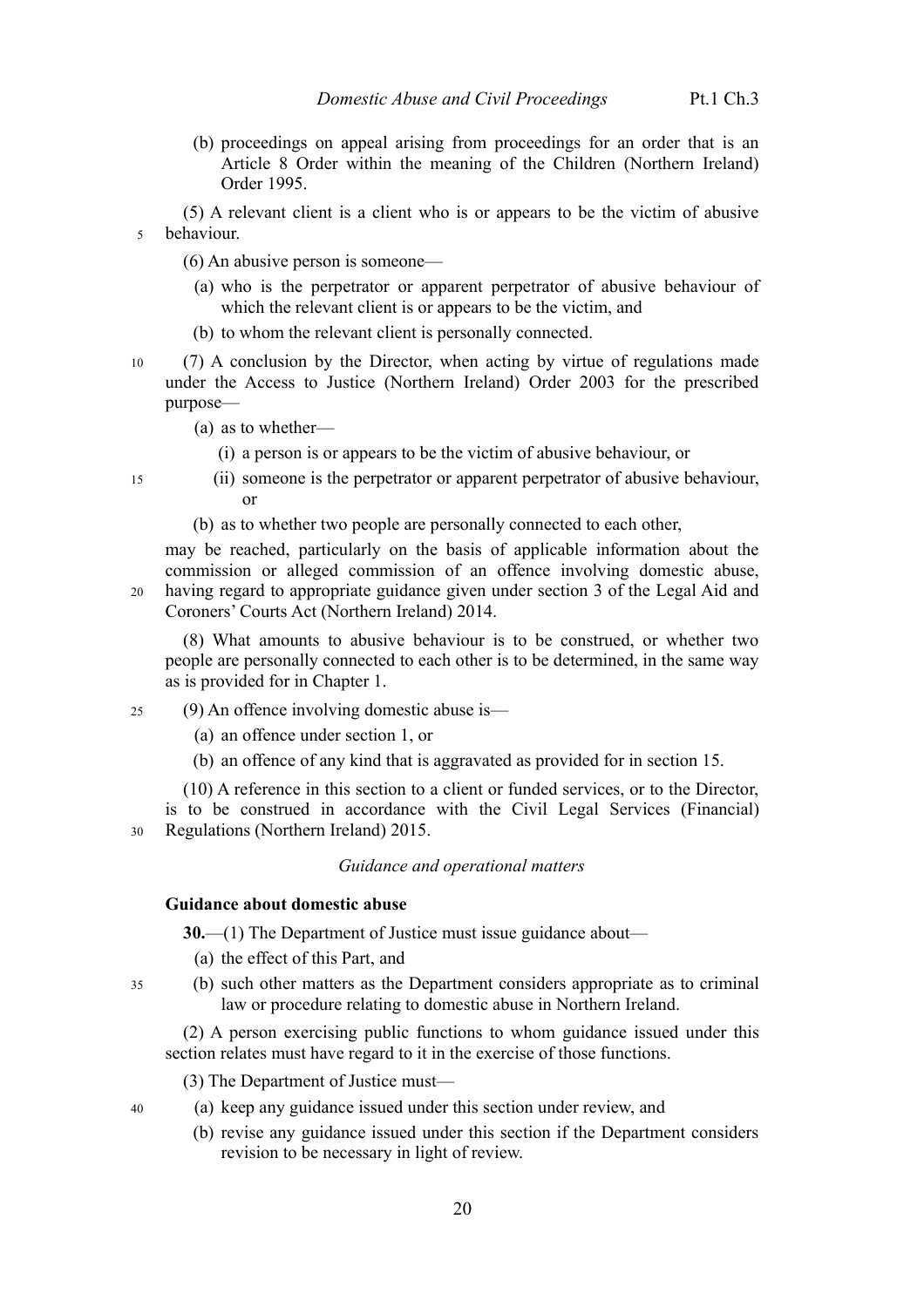(b) proceedings on appeal arising from proceedings for an order that is an Article 8 Order within the meaning of the Children (Northern Ireland) Order 1995.

(5) A relevant client is a client who is or appears to be the victim of abusive behaviour.

(6) An abusive person is someone—

(a) who is the perpetrator or apparent perpetrator of abusive behaviour of which the relevant client is or appears to be the victim, and

(b) to whom the relevant client is personally connected.

(7) A conclusion by the Director, when acting by virtue of regulations made under the Access to Justice (Northern Ireland) Order 2003 for the prescribed purpose—

(a) as to whether—

(i) a person is or appears to be the victim of abusive behaviour, or

(ii) someone is the perpetrator or apparent perpetrator of abusive behaviour, or

(b) as to whether two people are personally connected to each other,

may be reached, particularly on the basis of applicable information about the commission or alleged commission of an offence involving domestic abuse, having regard to appropriate guidance given under section 3 of the Legal Aid and Coroners' Courts Act (Northern Ireland) 2014.

(8) What amounts to abusive behaviour is to be construed, or whether two people are personally connected to each other is to be determined, in the same way as is provided for in Chapter 1.

(9) An offence involving domestic abuse is—

(a) an offence under section 1, or

(b) an offence of any kind that is aggravated as provided for in section 15.

(10) A reference in this section to a client or funded services, or to the Director, is to be construed in accordance with the Civil Legal Services (Financial) Regulations (Northern Ireland) 2015.

*Guidance and operational matters*

**Guidance about domestic abuse**

**30.**—(1) The Department of Justice must issue guidance about—

(a) the effect of this Part, and

(b) such other matters as the Department considers appropriate as to criminal law or procedure relating to domestic abuse in Northern Ireland.

(2) A person exercising public functions to whom guidance issued under this section relates must have regard to it in the exercise of those functions.

(3) The Department of Justice must—

(a) keep any guidance issued under this section under review, and

(b) revise any guidance issued under this section if the Department considers revision to be necessary in light of review.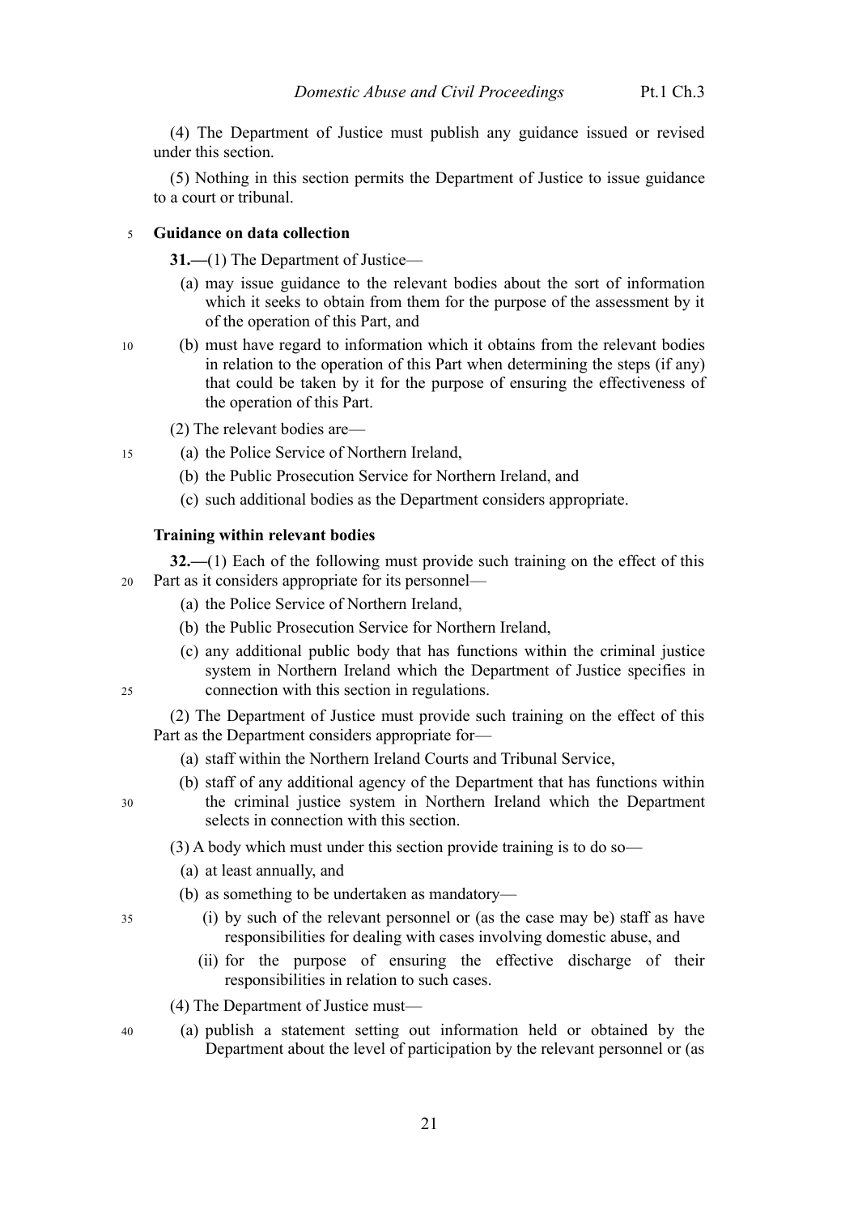(4) The Department of Justice must publish any guidance issued or revised under this section.

(5) Nothing in this section permits the Department of Justice to issue guidance to a court or tribunal.

**Guidance on data collection**

**31.—**(1) The Department of Justice—

(a) may issue guidance to the relevant bodies about the sort of information which it seeks to obtain from them for the purpose of the assessment by it of the operation of this Part, and

(b) must have regard to information which it obtains from the relevant bodies in relation to the operation of this Part when determining the steps (if any) that could be taken by it for the purpose of ensuring the effectiveness of the operation of this Part.

(2) The relevant bodies are—

(a) the Police Service of Northern Ireland,

(b) the Public Prosecution Service for Northern Ireland, and

(c) such additional bodies as the Department considers appropriate.

**Training within relevant bodies**

**32.—**(1) Each of the following must provide such training on the effect of this Part as it considers appropriate for its personnel—

(a) the Police Service of Northern Ireland,

(b) the Public Prosecution Service for Northern Ireland,

(c) any additional public body that has functions within the criminal justice system in Northern Ireland which the Department of Justice specifies in connection with this section in regulations.

(2) The Department of Justice must provide such training on the effect of this Part as the Department considers appropriate for—

(a) staff within the Northern Ireland Courts and Tribunal Service,

(b) staff of any additional agency of the Department that has functions within the criminal justice system in Northern Ireland which the Department selects in connection with this section.

(3) A body which must under this section provide training is to do so—

(a) at least annually, and

(b) as something to be undertaken as mandatory—

(i) by such of the relevant personnel or (as the case may be) staff as have responsibilities for dealing with cases involving domestic abuse, and

(ii) for the purpose of ensuring the effective discharge of their responsibilities in relation to such cases.

(4) The Department of Justice must—

(a) publish a statement setting out information held or obtained by the Department about the level of participation by the relevant personnel or (as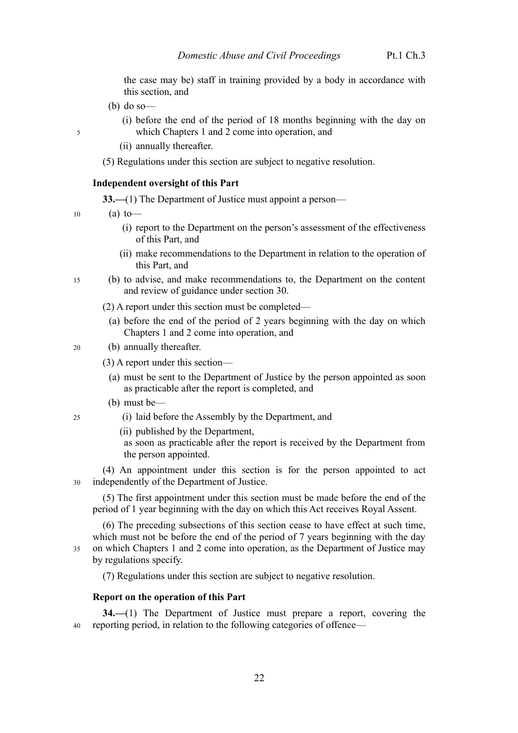the case may be) staff in training provided by a body in accordance with this section, and

(b) do so—

(i) before the end of the period of 18 months beginning with the day on which Chapters 1 and 2 come into operation, and

(ii) annually thereafter.

(5) Regulations under this section are subject to negative resolution.

**Independent oversight of this Part**

**33.—**(1) The Department of Justice must appoint a person—

(a) to—

(i) report to the Department on the person's assessment of the effectiveness of this Part, and

(ii) make recommendations to the Department in relation to the operation of this Part, and

(b) to advise, and make recommendations to, the Department on the content and review of guidance under section 30.

(2) A report under this section must be completed—

(a) before the end of the period of 2 years beginning with the day on which Chapters 1 and 2 come into operation, and

(b) annually thereafter.

(3) A report under this section—

(a) must be sent to the Department of Justice by the person appointed as soon as practicable after the report is completed, and

(b) must be—

(i) laid before the Assembly by the Department, and

(ii) published by the Department,

as soon as practicable after the report is received by the Department from the person appointed.

(4) An appointment under this section is for the person appointed to act independently of the Department of Justice.

(5) The first appointment under this section must be made before the end of the period of 1 year beginning with the day on which this Act receives Royal Assent.

(6) The preceding subsections of this section cease to have effect at such time, which must not be before the end of the period of 7 years beginning with the day on which Chapters 1 and 2 come into operation, as the Department of Justice may by regulations specify.

(7) Regulations under this section are subject to negative resolution.

**Report on the operation of this Part**

**34.—**(1) The Department of Justice must prepare a report, covering the reporting period, in relation to the following categories of offence—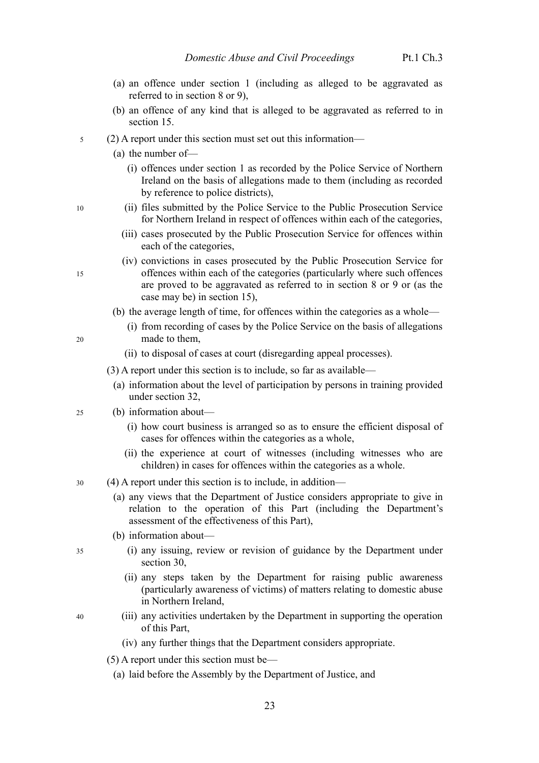(a) an offence under section 1 (including as alleged to be aggravated as referred to in section 8 or 9),

(b) an offence of any kind that is alleged to be aggravated as referred to in section 15.

(2) A report under this section must set out this information—

(a) the number of—

(i) offences under section 1 as recorded by the Police Service of Northern Ireland on the basis of allegations made to them (including as recorded by reference to police districts),

(ii) files submitted by the Police Service to the Public Prosecution Service for Northern Ireland in respect of offences within each of the categories,

(iii) cases prosecuted by the Public Prosecution Service for offences within each of the categories,

(iv) convictions in cases prosecuted by the Public Prosecution Service for offences within each of the categories (particularly where such offences are proved to be aggravated as referred to in section 8 or 9 or (as the case may be) in section 15),

(b) the average length of time, for offences within the categories as a whole—

(i) from recording of cases by the Police Service on the basis of allegations made to them,

(ii) to disposal of cases at court (disregarding appeal processes).

(3) A report under this section is to include, so far as available—

(a) information about the level of participation by persons in training provided under section 32,

(b) information about—

(i) how court business is arranged so as to ensure the efficient disposal of cases for offences within the categories as a whole,

(ii) the experience at court of witnesses (including witnesses who are children) in cases for offences within the categories as a whole.

(4) A report under this section is to include, in addition—

(a) any views that the Department of Justice considers appropriate to give in relation to the operation of this Part (including the Department's assessment of the effectiveness of this Part),

(b) information about—

(i) any issuing, review or revision of guidance by the Department under section 30,

(ii) any steps taken by the Department for raising public awareness (particularly awareness of victims) of matters relating to domestic abuse in Northern Ireland,

(iii) any activities undertaken by the Department in supporting the operation of this Part,

(iv) any further things that the Department considers appropriate.

(5) A report under this section must be—

(a) laid before the Assembly by the Department of Justice, and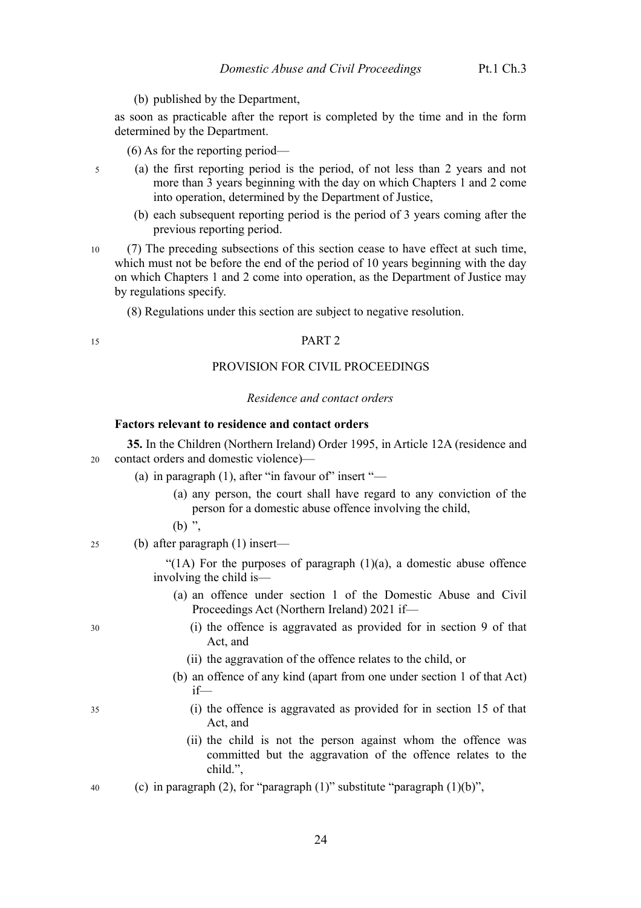(b) published by the Department,

as soon as practicable after the report is completed by the time and in the form determined by the Department.

(6) As for the reporting period—

(a) the first reporting period is the period, of not less than 2 years and not more than 3 years beginning with the day on which Chapters 1 and 2 come into operation, determined by the Department of Justice,

(b) each subsequent reporting period is the period of 3 years coming after the previous reporting period.

(7) The preceding subsections of this section cease to have effect at such time, which must not be before the end of the period of 10 years beginning with the day on which Chapters 1 and 2 come into operation, as the Department of Justice may by regulations specify.

(8) Regulations under this section are subject to negative resolution.

## PART 2

## PROVISION FOR CIVIL PROCEEDINGS

### *Residence and contact orders*

#### Factors relevant to residence and contact orders

**35.** In the Children (Northern Ireland) Order 1995, in Article 12A (residence and contact orders and domestic violence)—

(a) in paragraph (1), after "in favour of" insert "—

(a) any person, the court shall have regard to any conviction of the person for a domestic abuse offence involving the child,

(b) ",

(b) after paragraph (1) insert—

"(1A) For the purposes of paragraph (1)(a), a domestic abuse offence involving the child is—

(a) an offence under section 1 of the Domestic Abuse and Civil Proceedings Act (Northern Ireland) 2021 if—

(i) the offence is aggravated as provided for in section 9 of that Act, and

(ii) the aggravation of the offence relates to the child, or

(b) an offence of any kind (apart from one under section 1 of that Act) if—

(i) the offence is aggravated as provided for in section 15 of that Act, and

(ii) the child is not the person against whom the offence was committed but the aggravation of the offence relates to the child.",

(c) in paragraph (2), for "paragraph (1)" substitute "paragraph (1)(b)",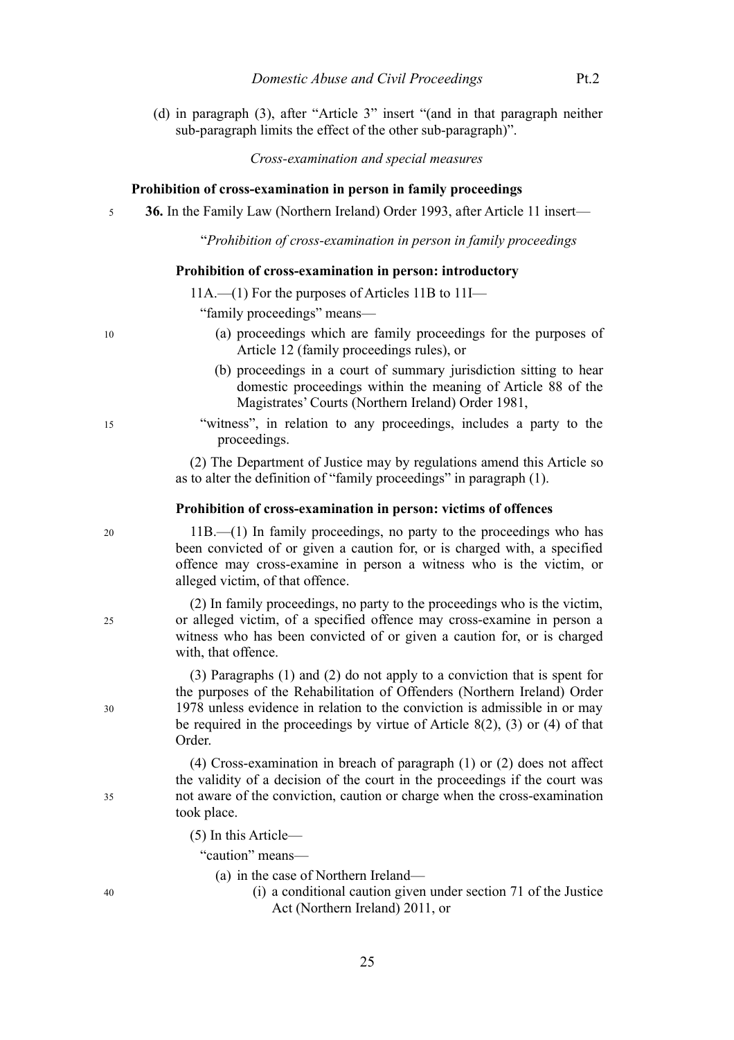(d) in paragraph (3), after "Article 3" insert "(and in that paragraph neither sub-paragraph limits the effect of the other sub-paragraph)".

*Cross-examination and special measures*

**Prohibition of cross-examination in person in family proceedings**

**36.** In the Family Law (Northern Ireland) Order 1993, after Article 11 insert—

"*Prohibition of cross-examination in person in family proceedings*

**Prohibition of cross-examination in person: introductory**

11A.—(1) For the purposes of Articles 11B to 11I—

"family proceedings" means—

(a) proceedings which are family proceedings for the purposes of Article 12 (family proceedings rules), or

(b) proceedings in a court of summary jurisdiction sitting to hear domestic proceedings within the meaning of Article 88 of the Magistrates' Courts (Northern Ireland) Order 1981,

"witness", in relation to any proceedings, includes a party to the proceedings.

(2) The Department of Justice may by regulations amend this Article so as to alter the definition of "family proceedings" in paragraph (1).

**Prohibition of cross-examination in person: victims of offences**

11B.—(1) In family proceedings, no party to the proceedings who has been convicted of or given a caution for, or is charged with, a specified offence may cross-examine in person a witness who is the victim, or alleged victim, of that offence.

(2) In family proceedings, no party to the proceedings who is the victim, or alleged victim, of a specified offence may cross-examine in person a witness who has been convicted of or given a caution for, or is charged with, that offence.

(3) Paragraphs (1) and (2) do not apply to a conviction that is spent for the purposes of the Rehabilitation of Offenders (Northern Ireland) Order 1978 unless evidence in relation to the conviction is admissible in or may be required in the proceedings by virtue of Article 8(2), (3) or (4) of that Order.

(4) Cross-examination in breach of paragraph (1) or (2) does not affect the validity of a decision of the court in the proceedings if the court was not aware of the conviction, caution or charge when the cross-examination took place.

(5) In this Article—

"caution" means—

(a) in the case of Northern Ireland—

(i) a conditional caution given under section 71 of the Justice Act (Northern Ireland) 2011, or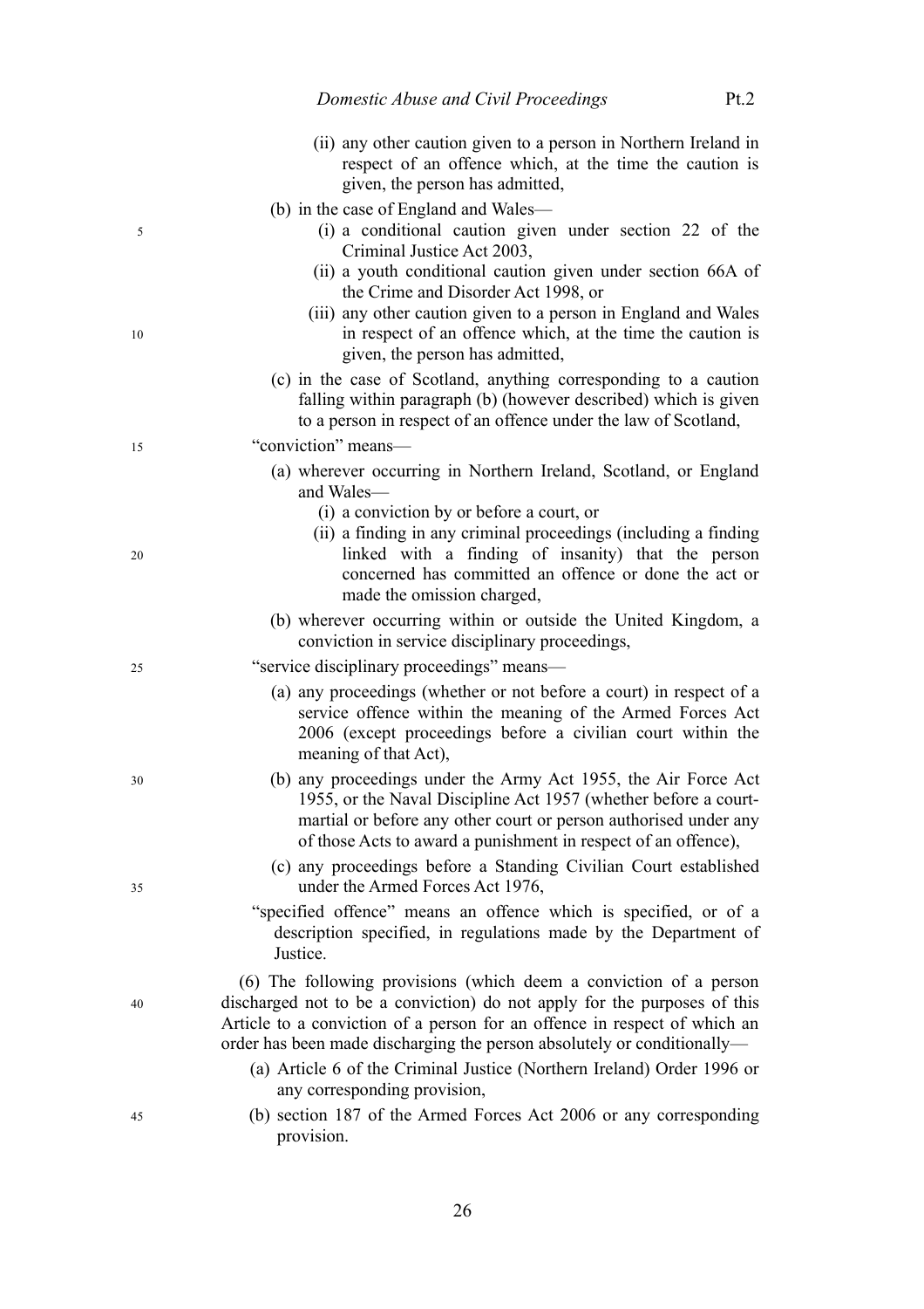(ii) any other caution given to a person in Northern Ireland in respect of an offence which, at the time the caution is given, the person has admitted,

(b) in the case of England and Wales—

(i) a conditional caution given under section 22 of the Criminal Justice Act 2003,

(ii) a youth conditional caution given under section 66A of the Crime and Disorder Act 1998, or

(iii) any other caution given to a person in England and Wales in respect of an offence which, at the time the caution is given, the person has admitted,

(c) in the case of Scotland, anything corresponding to a caution falling within paragraph (b) (however described) which is given to a person in respect of an offence under the law of Scotland,

"conviction" means—

(a) wherever occurring in Northern Ireland, Scotland, or England and Wales—

(i) a conviction by or before a court, or

(ii) a finding in any criminal proceedings (including a finding linked with a finding of insanity) that the person concerned has committed an offence or done the act or made the omission charged,

(b) wherever occurring within or outside the United Kingdom, a conviction in service disciplinary proceedings,

"service disciplinary proceedings" means—

(a) any proceedings (whether or not before a court) in respect of a service offence within the meaning of the Armed Forces Act 2006 (except proceedings before a civilian court within the meaning of that Act),

(b) any proceedings under the Army Act 1955, the Air Force Act 1955, or the Naval Discipline Act 1957 (whether before a court-martial or before any other court or person authorised under any of those Acts to award a punishment in respect of an offence),

(c) any proceedings before a Standing Civilian Court established under the Armed Forces Act 1976,

"specified offence" means an offence which is specified, or of a description specified, in regulations made by the Department of Justice.

(6) The following provisions (which deem a conviction of a person discharged not to be a conviction) do not apply for the purposes of this Article to a conviction of a person for an offence in respect of which an order has been made discharging the person absolutely or conditionally—

(a) Article 6 of the Criminal Justice (Northern Ireland) Order 1996 or any corresponding provision,

(b) section 187 of the Armed Forces Act 2006 or any corresponding provision.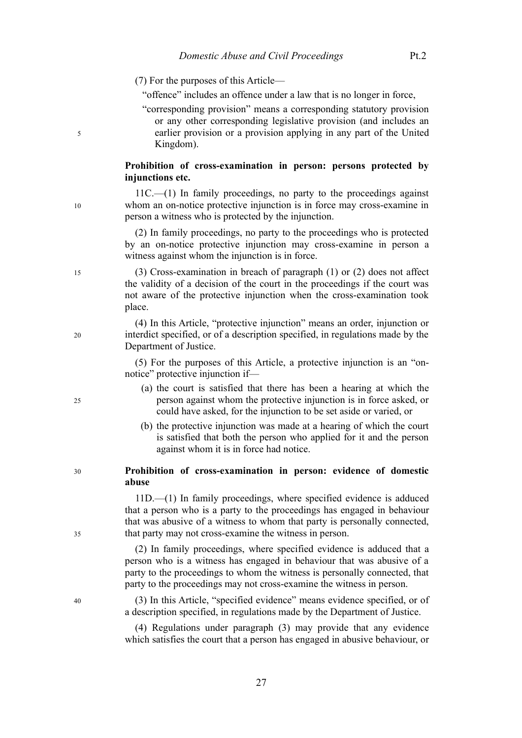(7) For the purposes of this Article—

"offence" includes an offence under a law that is no longer in force,

"corresponding provision" means a corresponding statutory provision or any other corresponding legislative provision (and includes an earlier provision or a provision applying in any part of the United Kingdom).

**Prohibition of cross-examination in person: persons protected by injunctions etc.**

11C.—(1) In family proceedings, no party to the proceedings against whom an on-notice protective injunction is in force may cross-examine in person a witness who is protected by the injunction.

(2) In family proceedings, no party to the proceedings who is protected by an on-notice protective injunction may cross-examine in person a witness against whom the injunction is in force.

(3) Cross-examination in breach of paragraph (1) or (2) does not affect the validity of a decision of the court in the proceedings if the court was not aware of the protective injunction when the cross-examination took place.

(4) In this Article, "protective injunction" means an order, injunction or interdict specified, or of a description specified, in regulations made by the Department of Justice.

(5) For the purposes of this Article, a protective injunction is an "on-notice" protective injunction if—

(a) the court is satisfied that there has been a hearing at which the person against whom the protective injunction is in force asked, or could have asked, for the injunction to be set aside or varied, or

(b) the protective injunction was made at a hearing of which the court is satisfied that both the person who applied for it and the person against whom it is in force had notice.

**Prohibition of cross-examination in person: evidence of domestic abuse**

11D.—(1) In family proceedings, where specified evidence is adduced that a person who is a party to the proceedings has engaged in behaviour that was abusive of a witness to whom that party is personally connected, that party may not cross-examine the witness in person.

(2) In family proceedings, where specified evidence is adduced that a person who is a witness has engaged in behaviour that was abusive of a party to the proceedings to whom the witness is personally connected, that party to the proceedings may not cross-examine the witness in person.

(3) In this Article, "specified evidence" means evidence specified, or of a description specified, in regulations made by the Department of Justice.

(4) Regulations under paragraph (3) may provide that any evidence which satisfies the court that a person has engaged in abusive behaviour, or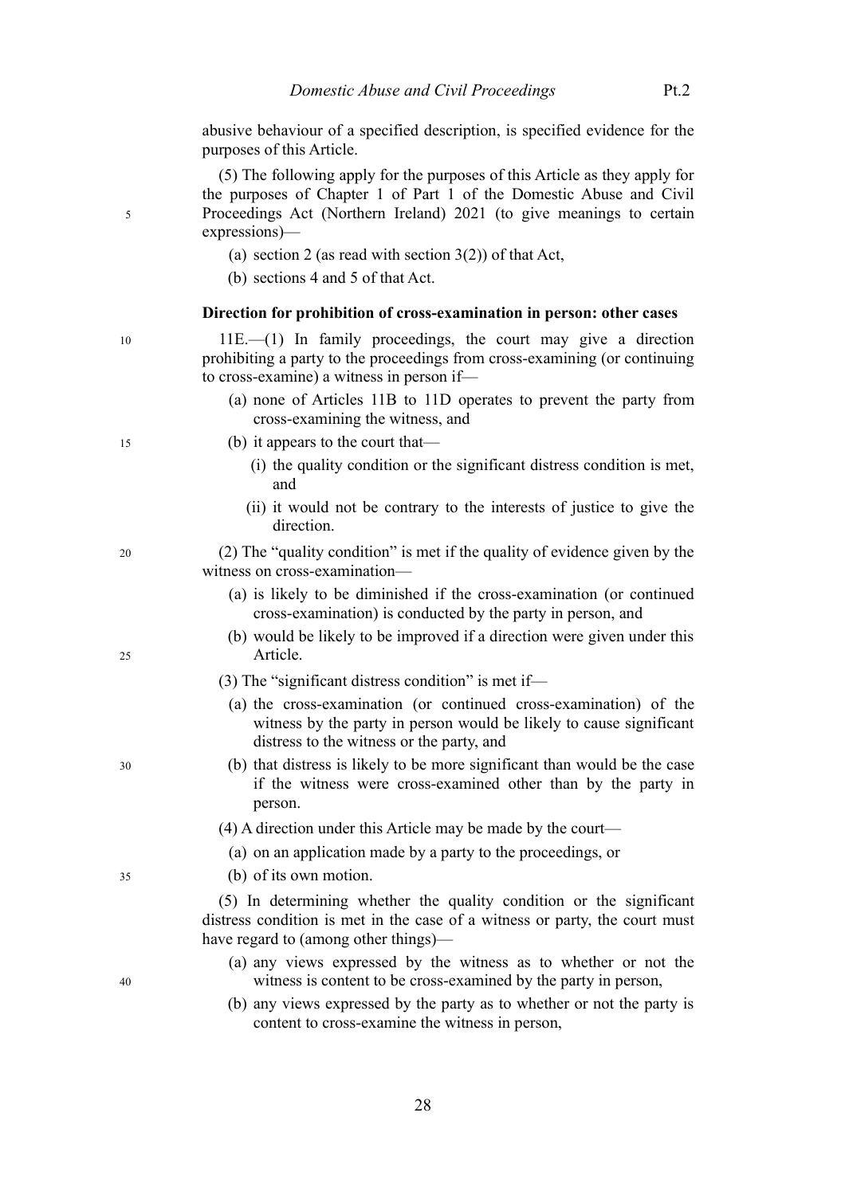abusive behaviour of a specified description, is specified evidence for the purposes of this Article.

(5) The following apply for the purposes of this Article as they apply for the purposes of Chapter 1 of Part 1 of the Domestic Abuse and Civil Proceedings Act (Northern Ireland) 2021 (to give meanings to certain expressions)—

(a) section 2 (as read with section 3(2)) of that Act,

(b) sections 4 and 5 of that Act.

**Direction for prohibition of cross-examination in person: other cases**

11E.—(1) In family proceedings, the court may give a direction prohibiting a party to the proceedings from cross-examining (or continuing to cross-examine) a witness in person if—

(a) none of Articles 11B to 11D operates to prevent the party from cross-examining the witness, and

(b) it appears to the court that—

(i) the quality condition or the significant distress condition is met, and

(ii) it would not be contrary to the interests of justice to give the direction.

(2) The "quality condition" is met if the quality of evidence given by the witness on cross-examination—

(a) is likely to be diminished if the cross-examination (or continued cross-examination) is conducted by the party in person, and

(b) would be likely to be improved if a direction were given under this Article.

(3) The "significant distress condition" is met if—

(a) the cross-examination (or continued cross-examination) of the witness by the party in person would be likely to cause significant distress to the witness or the party, and

(b) that distress is likely to be more significant than would be the case if the witness were cross-examined other than by the party in person.

(4) A direction under this Article may be made by the court—

(a) on an application made by a party to the proceedings, or

(b) of its own motion.

(5) In determining whether the quality condition or the significant distress condition is met in the case of a witness or party, the court must have regard to (among other things)—

(a) any views expressed by the witness as to whether or not the witness is content to be cross-examined by the party in person,

(b) any views expressed by the party as to whether or not the party is content to cross-examine the witness in person,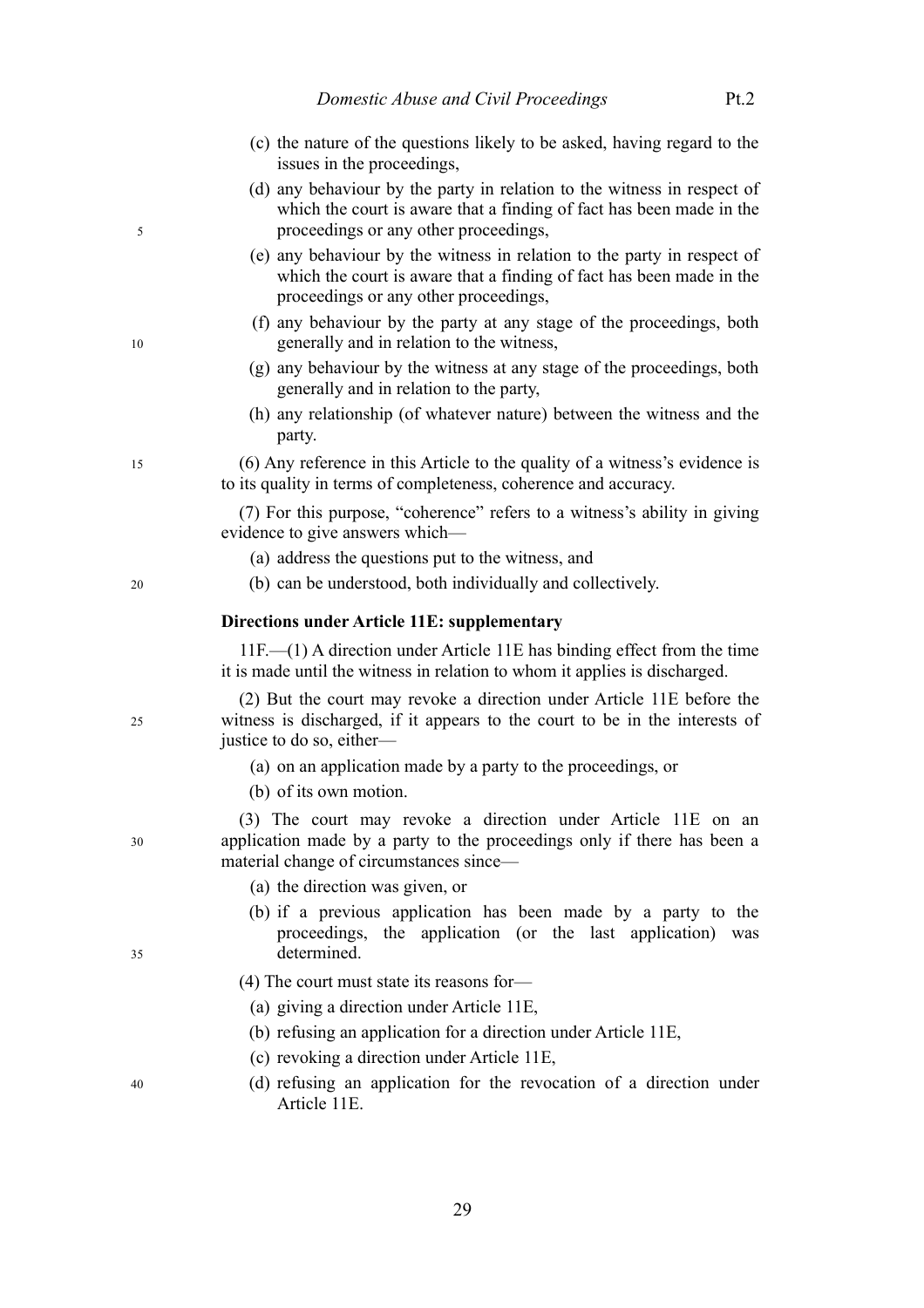(c) the nature of the questions likely to be asked, having regard to the issues in the proceedings,

(d) any behaviour by the party in relation to the witness in respect of which the court is aware that a finding of fact has been made in the proceedings or any other proceedings,

(e) any behaviour by the witness in relation to the party in respect of which the court is aware that a finding of fact has been made in the proceedings or any other proceedings,

(f) any behaviour by the party at any stage of the proceedings, both generally and in relation to the witness,

(g) any behaviour by the witness at any stage of the proceedings, both generally and in relation to the party,

(h) any relationship (of whatever nature) between the witness and the party.

(6) Any reference in this Article to the quality of a witness's evidence is to its quality in terms of completeness, coherence and accuracy.

(7) For this purpose, "coherence" refers to a witness's ability in giving evidence to give answers which—

(a) address the questions put to the witness, and

(b) can be understood, both individually and collectively.

**Directions under Article 11E: supplementary**

11F.—(1) A direction under Article 11E has binding effect from the time it is made until the witness in relation to whom it applies is discharged.

(2) But the court may revoke a direction under Article 11E before the witness is discharged, if it appears to the court to be in the interests of justice to do so, either—

(a) on an application made by a party to the proceedings, or

(b) of its own motion.

(3) The court may revoke a direction under Article 11E on an application made by a party to the proceedings only if there has been a material change of circumstances since—

(a) the direction was given, or

(b) if a previous application has been made by a party to the proceedings, the application (or the last application) was determined.

(4) The court must state its reasons for—

(a) giving a direction under Article 11E,

(b) refusing an application for a direction under Article 11E,

(c) revoking a direction under Article 11E,

(d) refusing an application for the revocation of a direction under Article 11E.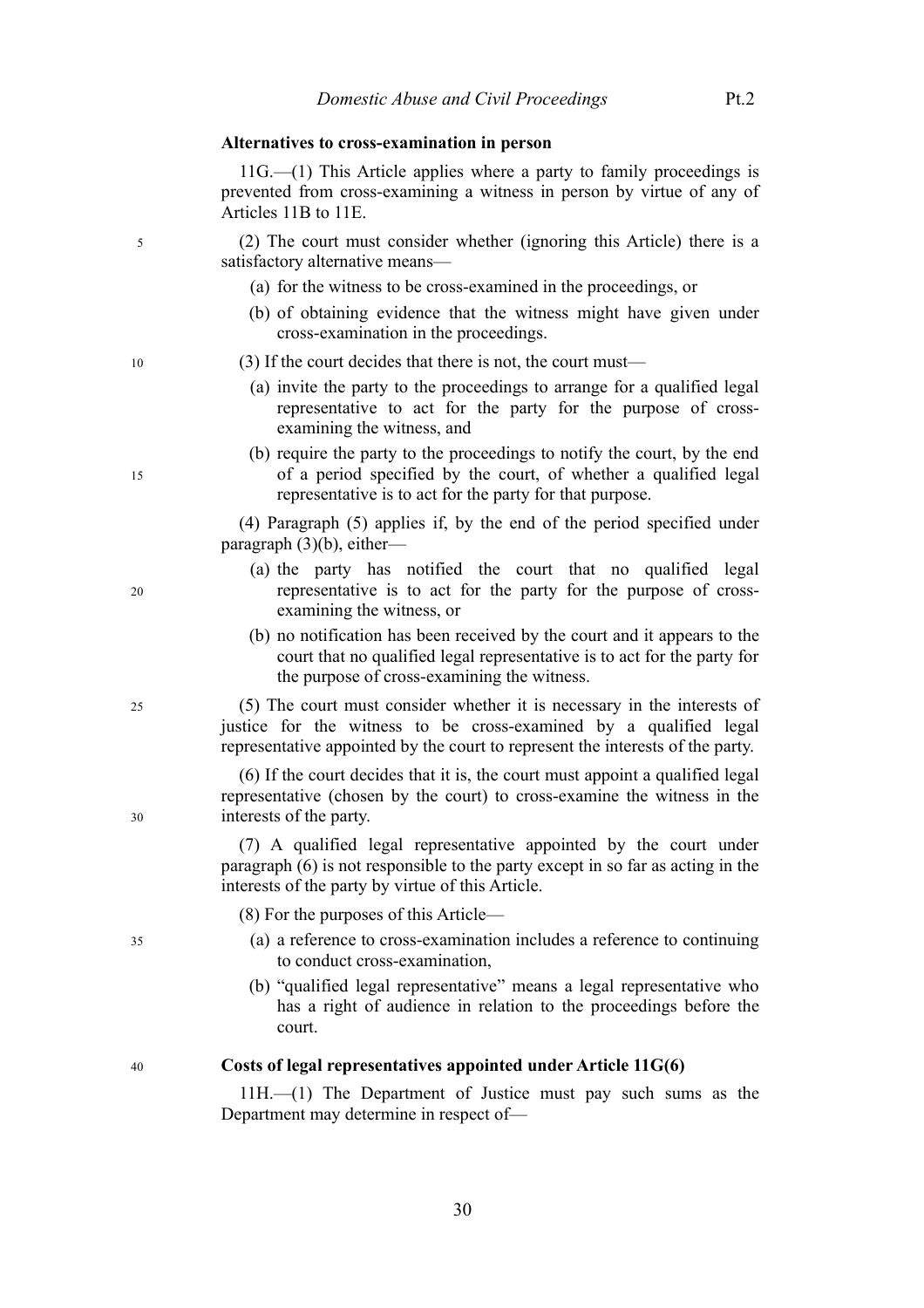**Alternatives to cross-examination in person**

11G.—(1) This Article applies where a party to family proceedings is prevented from cross-examining a witness in person by virtue of any of Articles 11B to 11E.

(2) The court must consider whether (ignoring this Article) there is a satisfactory alternative means—

- (a) for the witness to be cross-examined in the proceedings, or
- (b) of obtaining evidence that the witness might have given under cross-examination in the proceedings.

(3) If the court decides that there is not, the court must—

- (a) invite the party to the proceedings to arrange for a qualified legal representative to act for the party for the purpose of cross-examining the witness, and
- (b) require the party to the proceedings to notify the court, by the end of a period specified by the court, of whether a qualified legal representative is to act for the party for that purpose.

(4) Paragraph (5) applies if, by the end of the period specified under paragraph (3)(b), either—

- (a) the party has notified the court that no qualified legal representative is to act for the party for the purpose of cross-examining the witness, or
- (b) no notification has been received by the court and it appears to the court that no qualified legal representative is to act for the party for the purpose of cross-examining the witness.

(5) The court must consider whether it is necessary in the interests of justice for the witness to be cross-examined by a qualified legal representative appointed by the court to represent the interests of the party.

(6) If the court decides that it is, the court must appoint a qualified legal representative (chosen by the court) to cross-examine the witness in the interests of the party.

(7) A qualified legal representative appointed by the court under paragraph (6) is not responsible to the party except in so far as acting in the interests of the party by virtue of this Article.

(8) For the purposes of this Article—

- (a) a reference to cross-examination includes a reference to continuing to conduct cross-examination,
- (b) "qualified legal representative" means a legal representative who has a right of audience in relation to the proceedings before the court.

**Costs of legal representatives appointed under Article 11G(6)**

11H.—(1) The Department of Justice must pay such sums as the Department may determine in respect of—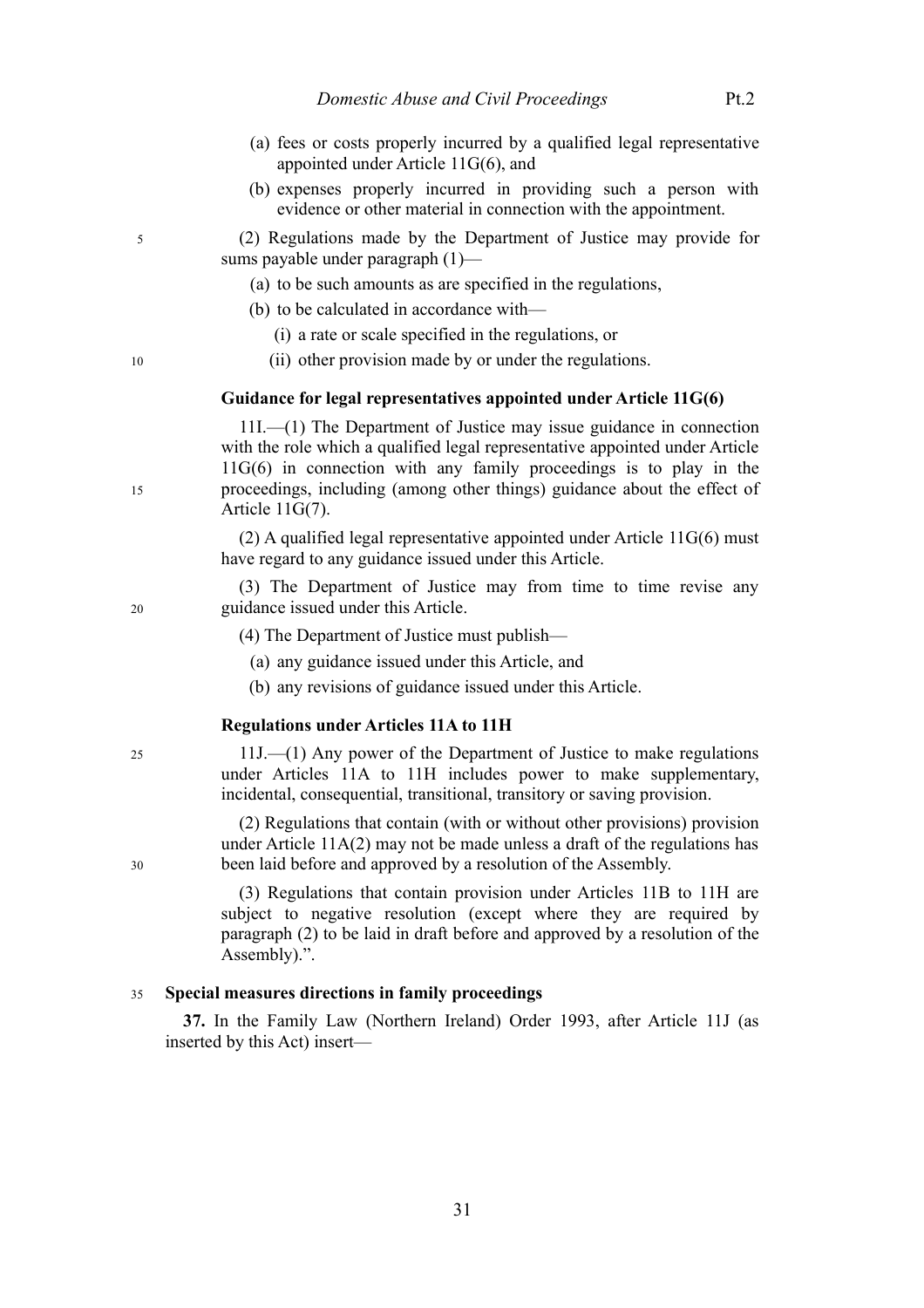(a) fees or costs properly incurred by a qualified legal representative appointed under Article 11G(6), and

(b) expenses properly incurred in providing such a person with evidence or other material in connection with the appointment.

(2) Regulations made by the Department of Justice may provide for sums payable under paragraph (1)—

(a) to be such amounts as are specified in the regulations,

(b) to be calculated in accordance with—

(i) a rate or scale specified in the regulations, or

(ii) other provision made by or under the regulations.

**Guidance for legal representatives appointed under Article 11G(6)**

11I.—(1) The Department of Justice may issue guidance in connection with the role which a qualified legal representative appointed under Article 11G(6) in connection with any family proceedings is to play in the proceedings, including (among other things) guidance about the effect of Article 11G(7).

(2) A qualified legal representative appointed under Article 11G(6) must have regard to any guidance issued under this Article.

(3) The Department of Justice may from time to time revise any guidance issued under this Article.

(4) The Department of Justice must publish—

(a) any guidance issued under this Article, and

(b) any revisions of guidance issued under this Article.

**Regulations under Articles 11A to 11H**

11J.—(1) Any power of the Department of Justice to make regulations under Articles 11A to 11H includes power to make supplementary, incidental, consequential, transitional, transitory or saving provision.

(2) Regulations that contain (with or without other provisions) provision under Article 11A(2) may not be made unless a draft of the regulations has been laid before and approved by a resolution of the Assembly.

(3) Regulations that contain provision under Articles 11B to 11H are subject to negative resolution (except where they are required by paragraph (2) to be laid in draft before and approved by a resolution of the Assembly).".

**Special measures directions in family proceedings**

**37.** In the Family Law (Northern Ireland) Order 1993, after Article 11J (as inserted by this Act) insert—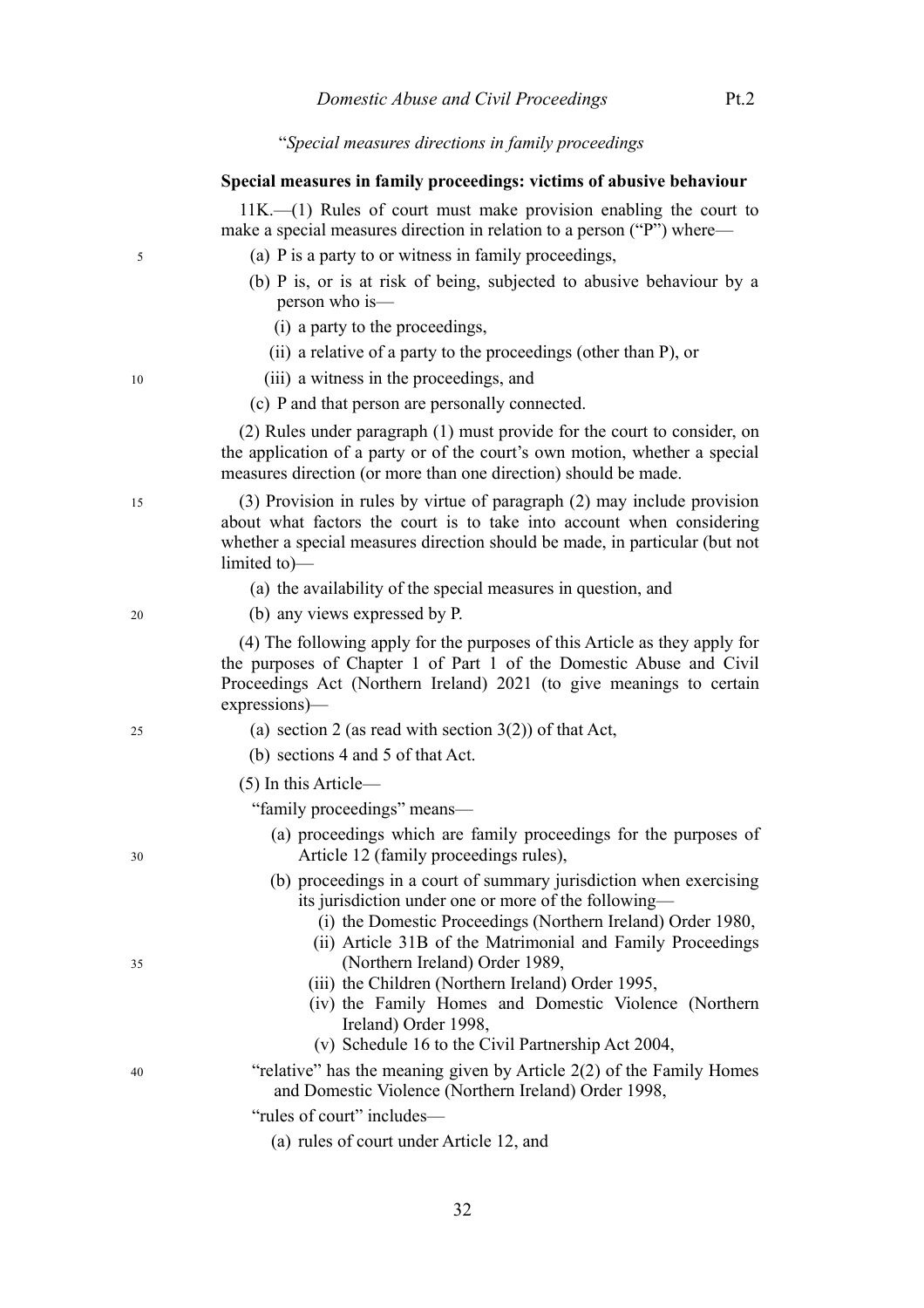"*Special measures directions in family proceedings*

**Special measures in family proceedings: victims of abusive behaviour**

11K.—(1) Rules of court must make provision enabling the court to make a special measures direction in relation to a person ("P") where—

(a) P is a party to or witness in family proceedings,

(b) P is, or is at risk of being, subjected to abusive behaviour by a person who is—

(i) a party to the proceedings,

(ii) a relative of a party to the proceedings (other than P), or

(iii) a witness in the proceedings, and

(c) P and that person are personally connected.

(2) Rules under paragraph (1) must provide for the court to consider, on the application of a party or of the court's own motion, whether a special measures direction (or more than one direction) should be made.

(3) Provision in rules by virtue of paragraph (2) may include provision about what factors the court is to take into account when considering whether a special measures direction should be made, in particular (but not limited to)—

(a) the availability of the special measures in question, and

(b) any views expressed by P.

(4) The following apply for the purposes of this Article as they apply for the purposes of Chapter 1 of Part 1 of the Domestic Abuse and Civil Proceedings Act (Northern Ireland) 2021 (to give meanings to certain expressions)—

(a) section 2 (as read with section 3(2)) of that Act,

(b) sections 4 and 5 of that Act.

(5) In this Article—

"family proceedings" means—

(a) proceedings which are family proceedings for the purposes of Article 12 (family proceedings rules),

(b) proceedings in a court of summary jurisdiction when exercising its jurisdiction under one or more of the following—

(i) the Domestic Proceedings (Northern Ireland) Order 1980,

(ii) Article 31B of the Matrimonial and Family Proceedings (Northern Ireland) Order 1989,

(iii) the Children (Northern Ireland) Order 1995,

(iv) the Family Homes and Domestic Violence (Northern Ireland) Order 1998,

(v) Schedule 16 to the Civil Partnership Act 2004,

"relative" has the meaning given by Article 2(2) of the Family Homes and Domestic Violence (Northern Ireland) Order 1998,

"rules of court" includes—

(a) rules of court under Article 12, and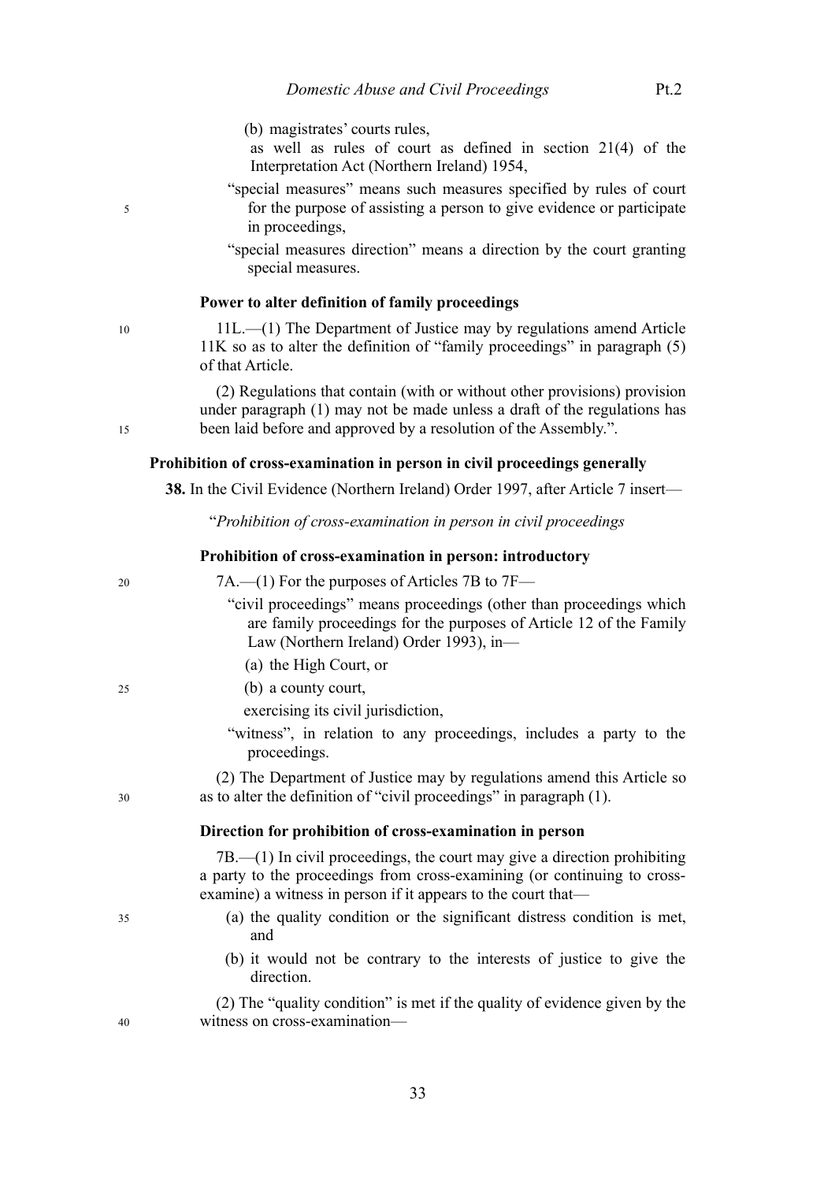(b) magistrates' courts rules,

as well as rules of court as defined in section 21(4) of the Interpretation Act (Northern Ireland) 1954,

"special measures" means such measures specified by rules of court for the purpose of assisting a person to give evidence or participate in proceedings,

"special measures direction" means a direction by the court granting special measures.

**Power to alter definition of family proceedings**

11L.—(1) The Department of Justice may by regulations amend Article 11K so as to alter the definition of "family proceedings" in paragraph (5) of that Article.

(2) Regulations that contain (with or without other provisions) provision under paragraph (1) may not be made unless a draft of the regulations has been laid before and approved by a resolution of the Assembly.".

**Prohibition of cross-examination in person in civil proceedings generally**

**38.** In the Civil Evidence (Northern Ireland) Order 1997, after Article 7 insert—

"*Prohibition of cross-examination in person in civil proceedings*

**Prohibition of cross-examination in person: introductory**

7A.—(1) For the purposes of Articles 7B to 7F—

"civil proceedings" means proceedings (other than proceedings which are family proceedings for the purposes of Article 12 of the Family Law (Northern Ireland) Order 1993), in—

(a) the High Court, or

(b) a county court,

exercising its civil jurisdiction,

"witness", in relation to any proceedings, includes a party to the proceedings.

(2) The Department of Justice may by regulations amend this Article so as to alter the definition of "civil proceedings" in paragraph (1).

**Direction for prohibition of cross-examination in person**

7B.—(1) In civil proceedings, the court may give a direction prohibiting a party to the proceedings from cross-examining (or continuing to cross-examine) a witness in person if it appears to the court that—

(a) the quality condition or the significant distress condition is met, and

(b) it would not be contrary to the interests of justice to give the direction.

(2) The "quality condition" is met if the quality of evidence given by the witness on cross-examination—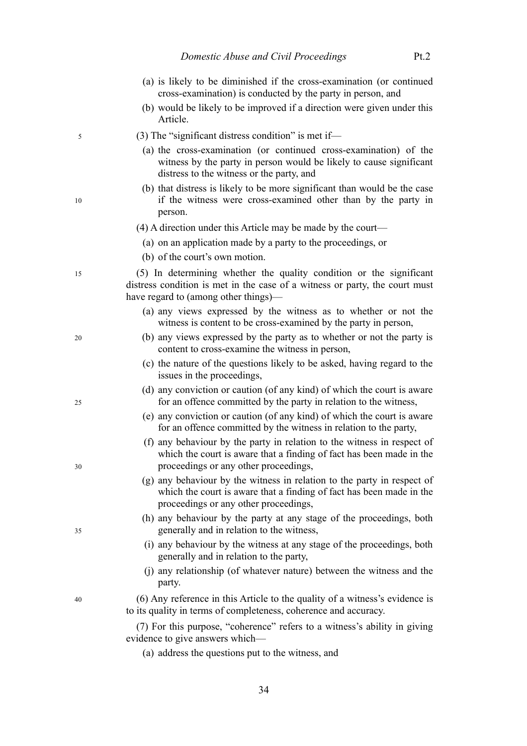(a) is likely to be diminished if the cross-examination (or continued cross-examination) is conducted by the party in person, and

(b) would be likely to be improved if a direction were given under this Article.

(3) The "significant distress condition" is met if—

(a) the cross-examination (or continued cross-examination) of the witness by the party in person would be likely to cause significant distress to the witness or the party, and

(b) that distress is likely to be more significant than would be the case if the witness were cross-examined other than by the party in person.

(4) A direction under this Article may be made by the court—

(a) on an application made by a party to the proceedings, or

(b) of the court's own motion.

(5) In determining whether the quality condition or the significant distress condition is met in the case of a witness or party, the court must have regard to (among other things)—

(a) any views expressed by the witness as to whether or not the witness is content to be cross-examined by the party in person,

(b) any views expressed by the party as to whether or not the party is content to cross-examine the witness in person,

(c) the nature of the questions likely to be asked, having regard to the issues in the proceedings,

(d) any conviction or caution (of any kind) of which the court is aware for an offence committed by the party in relation to the witness,

(e) any conviction or caution (of any kind) of which the court is aware for an offence committed by the witness in relation to the party,

(f) any behaviour by the party in relation to the witness in respect of which the court is aware that a finding of fact has been made in the proceedings or any other proceedings,

(g) any behaviour by the witness in relation to the party in respect of which the court is aware that a finding of fact has been made in the proceedings or any other proceedings,

(h) any behaviour by the party at any stage of the proceedings, both generally and in relation to the witness,

(i) any behaviour by the witness at any stage of the proceedings, both generally and in relation to the party,

(j) any relationship (of whatever nature) between the witness and the party.

(6) Any reference in this Article to the quality of a witness's evidence is to its quality in terms of completeness, coherence and accuracy.

(7) For this purpose, "coherence" refers to a witness's ability in giving evidence to give answers which—

(a) address the questions put to the witness, and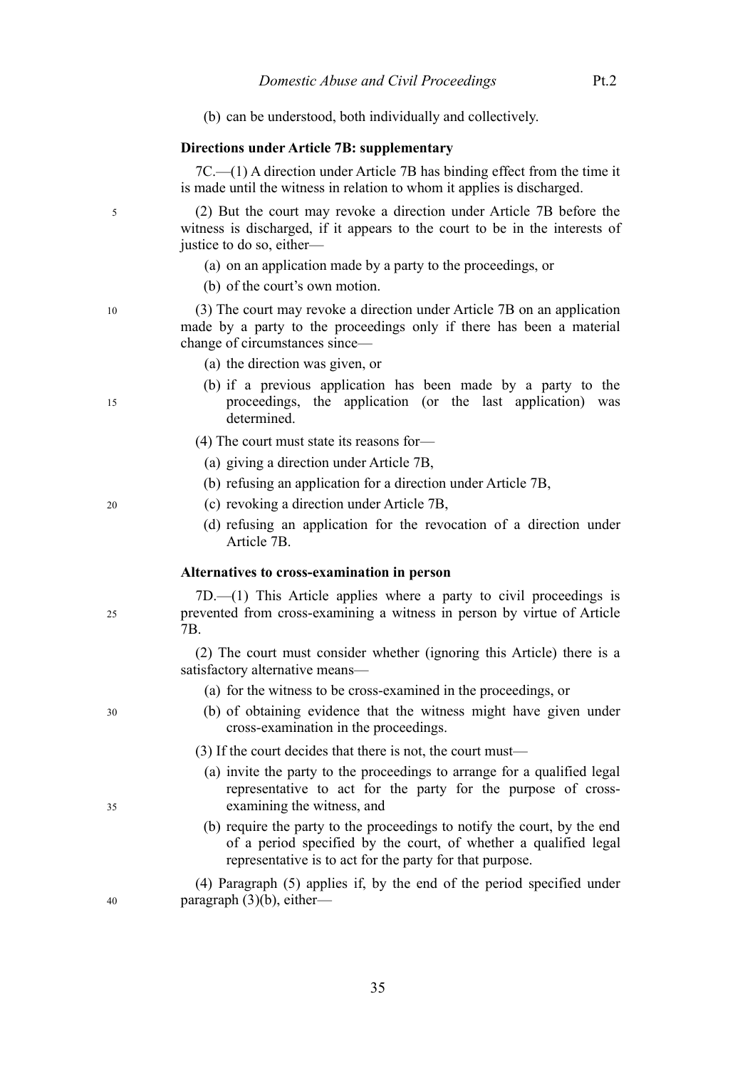(b) can be understood, both individually and collectively.

**Directions under Article 7B: supplementary**

7C.—(1) A direction under Article 7B has binding effect from the time it is made until the witness in relation to whom it applies is discharged.

(2) But the court may revoke a direction under Article 7B before the witness is discharged, if it appears to the court to be in the interests of justice to do so, either—

(a) on an application made by a party to the proceedings, or

(b) of the court's own motion.

(3) The court may revoke a direction under Article 7B on an application made by a party to the proceedings only if there has been a material change of circumstances since—

(a) the direction was given, or

(b) if a previous application has been made by a party to the proceedings, the application (or the last application) was determined.

(4) The court must state its reasons for—

(a) giving a direction under Article 7B,

(b) refusing an application for a direction under Article 7B,

(c) revoking a direction under Article 7B,

(d) refusing an application for the revocation of a direction under Article 7B.

**Alternatives to cross-examination in person**

7D.—(1) This Article applies where a party to civil proceedings is prevented from cross-examining a witness in person by virtue of Article 7B.

(2) The court must consider whether (ignoring this Article) there is a satisfactory alternative means—

(a) for the witness to be cross-examined in the proceedings, or

(b) of obtaining evidence that the witness might have given under cross-examination in the proceedings.

(3) If the court decides that there is not, the court must—

(a) invite the party to the proceedings to arrange for a qualified legal representative to act for the party for the purpose of cross-examining the witness, and

(b) require the party to the proceedings to notify the court, by the end of a period specified by the court, of whether a qualified legal representative is to act for the party for that purpose.

(4) Paragraph (5) applies if, by the end of the period specified under paragraph (3)(b), either—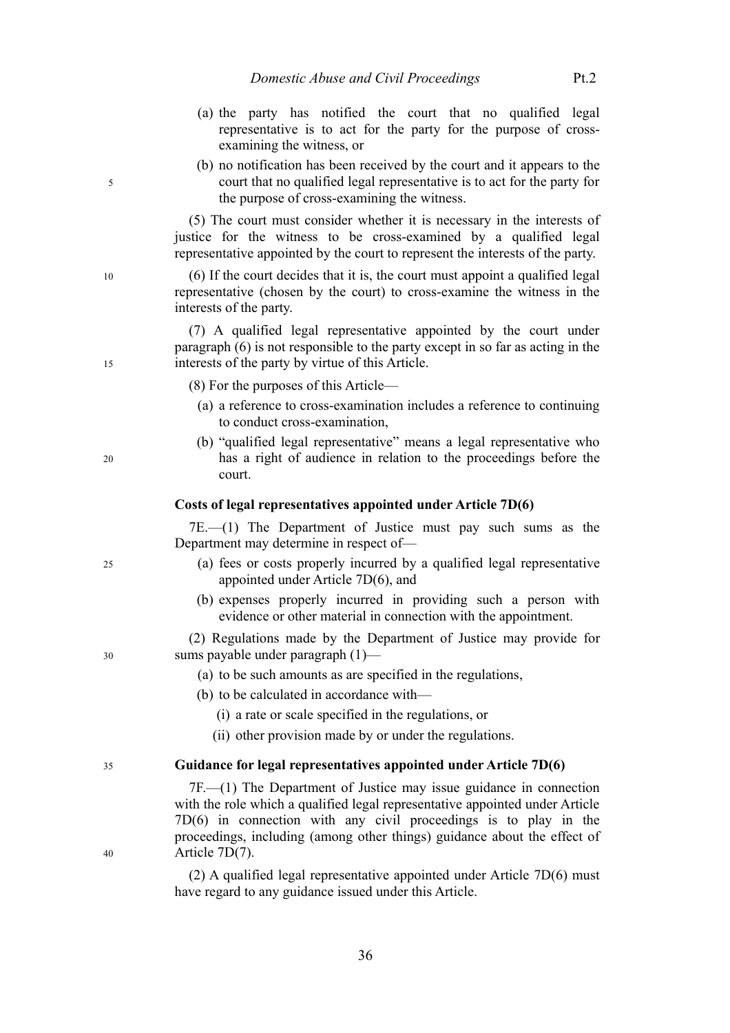(a) the party has notified the court that no qualified legal representative is to act for the party for the purpose of cross-examining the witness, or

(b) no notification has been received by the court and it appears to the court that no qualified legal representative is to act for the party for the purpose of cross-examining the witness.

(5) The court must consider whether it is necessary in the interests of justice for the witness to be cross-examined by a qualified legal representative appointed by the court to represent the interests of the party.

(6) If the court decides that it is, the court must appoint a qualified legal representative (chosen by the court) to cross-examine the witness in the interests of the party.

(7) A qualified legal representative appointed by the court under paragraph (6) is not responsible to the party except in so far as acting in the interests of the party by virtue of this Article.

(8) For the purposes of this Article—

(a) a reference to cross-examination includes a reference to continuing to conduct cross-examination,

(b) "qualified legal representative" means a legal representative who has a right of audience in relation to the proceedings before the court.

**Costs of legal representatives appointed under Article 7D(6)**

7E.—(1) The Department of Justice must pay such sums as the Department may determine in respect of—

(a) fees or costs properly incurred by a qualified legal representative appointed under Article 7D(6), and

(b) expenses properly incurred in providing such a person with evidence or other material in connection with the appointment.

(2) Regulations made by the Department of Justice may provide for sums payable under paragraph (1)—

(a) to be such amounts as are specified in the regulations,

(b) to be calculated in accordance with—

(i) a rate or scale specified in the regulations, or

(ii) other provision made by or under the regulations.

**Guidance for legal representatives appointed under Article 7D(6)**

7F.—(1) The Department of Justice may issue guidance in connection with the role which a qualified legal representative appointed under Article 7D(6) in connection with any civil proceedings is to play in the proceedings, including (among other things) guidance about the effect of Article 7D(7).

(2) A qualified legal representative appointed under Article 7D(6) must have regard to any guidance issued under this Article.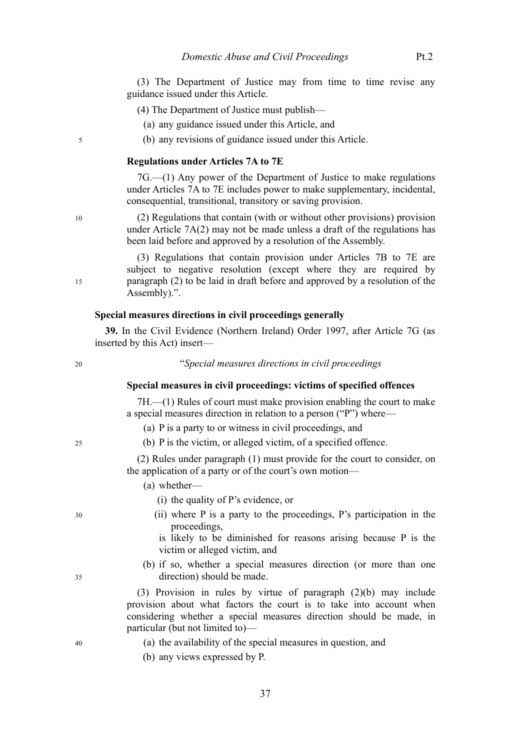(3) The Department of Justice may from time to time revise any guidance issued under this Article.

(4) The Department of Justice must publish—

(a) any guidance issued under this Article, and

(b) any revisions of guidance issued under this Article.

**Regulations under Articles 7A to 7E**

7G.—(1) Any power of the Department of Justice to make regulations under Articles 7A to 7E includes power to make supplementary, incidental, consequential, transitional, transitory or saving provision.

(2) Regulations that contain (with or without other provisions) provision under Article 7A(2) may not be made unless a draft of the regulations has been laid before and approved by a resolution of the Assembly.

(3) Regulations that contain provision under Articles 7B to 7E are subject to negative resolution (except where they are required by paragraph (2) to be laid in draft before and approved by a resolution of the Assembly).".

### Special measures directions in civil proceedings generally

**39.** In the Civil Evidence (Northern Ireland) Order 1997, after Article 7G (as inserted by this Act) insert—

"*Special measures directions in civil proceedings*

**Special measures in civil proceedings: victims of specified offences**

7H.—(1) Rules of court must make provision enabling the court to make a special measures direction in relation to a person ("P") where—

(a) P is a party to or witness in civil proceedings, and

(b) P is the victim, or alleged victim, of a specified offence.

(2) Rules under paragraph (1) must provide for the court to consider, on the application of a party or of the court's own motion—

(a) whether—

(i) the quality of P's evidence, or

(ii) where P is a party to the proceedings, P's participation in the proceedings,

is likely to be diminished for reasons arising because P is the victim or alleged victim, and

(b) if so, whether a special measures direction (or more than one direction) should be made.

(3) Provision in rules by virtue of paragraph (2)(b) may include provision about what factors the court is to take into account when considering whether a special measures direction should be made, in particular (but not limited to)—

(a) the availability of the special measures in question, and

(b) any views expressed by P.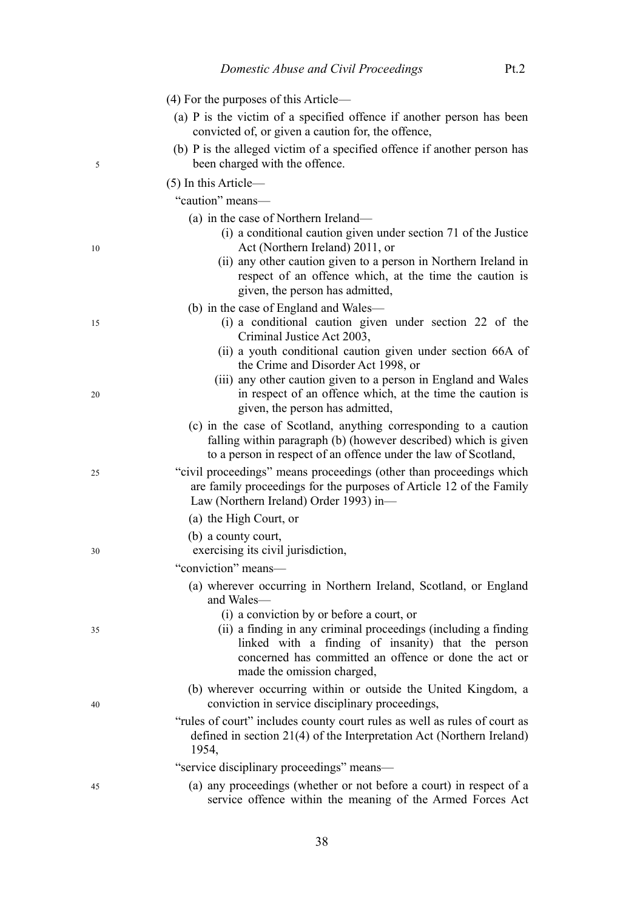(4) For the purposes of this Article—

(a) P is the victim of a specified offence if another person has been convicted of, or given a caution for, the offence,

(b) P is the alleged victim of a specified offence if another person has been charged with the offence.

(5) In this Article—

"caution" means—

(a) in the case of Northern Ireland—

(i) a conditional caution given under section 71 of the Justice Act (Northern Ireland) 2011, or

(ii) any other caution given to a person in Northern Ireland in respect of an offence which, at the time the caution is given, the person has admitted,

(b) in the case of England and Wales—

(i) a conditional caution given under section 22 of the Criminal Justice Act 2003,

(ii) a youth conditional caution given under section 66A of the Crime and Disorder Act 1998, or

(iii) any other caution given to a person in England and Wales in respect of an offence which, at the time the caution is given, the person has admitted,

(c) in the case of Scotland, anything corresponding to a caution falling within paragraph (b) (however described) which is given to a person in respect of an offence under the law of Scotland,

"civil proceedings" means proceedings (other than proceedings which are family proceedings for the purposes of Article 12 of the Family Law (Northern Ireland) Order 1993) in—

(a) the High Court, or

(b) a county court,

exercising its civil jurisdiction,

"conviction" means—

(a) wherever occurring in Northern Ireland, Scotland, or England and Wales—

(i) a conviction by or before a court, or

(ii) a finding in any criminal proceedings (including a finding linked with a finding of insanity) that the person concerned has committed an offence or done the act or made the omission charged,

(b) wherever occurring within or outside the United Kingdom, a conviction in service disciplinary proceedings,

"rules of court" includes county court rules as well as rules of court as defined in section 21(4) of the Interpretation Act (Northern Ireland) 1954,

"service disciplinary proceedings" means—

(a) any proceedings (whether or not before a court) in respect of a service offence within the meaning of the Armed Forces Act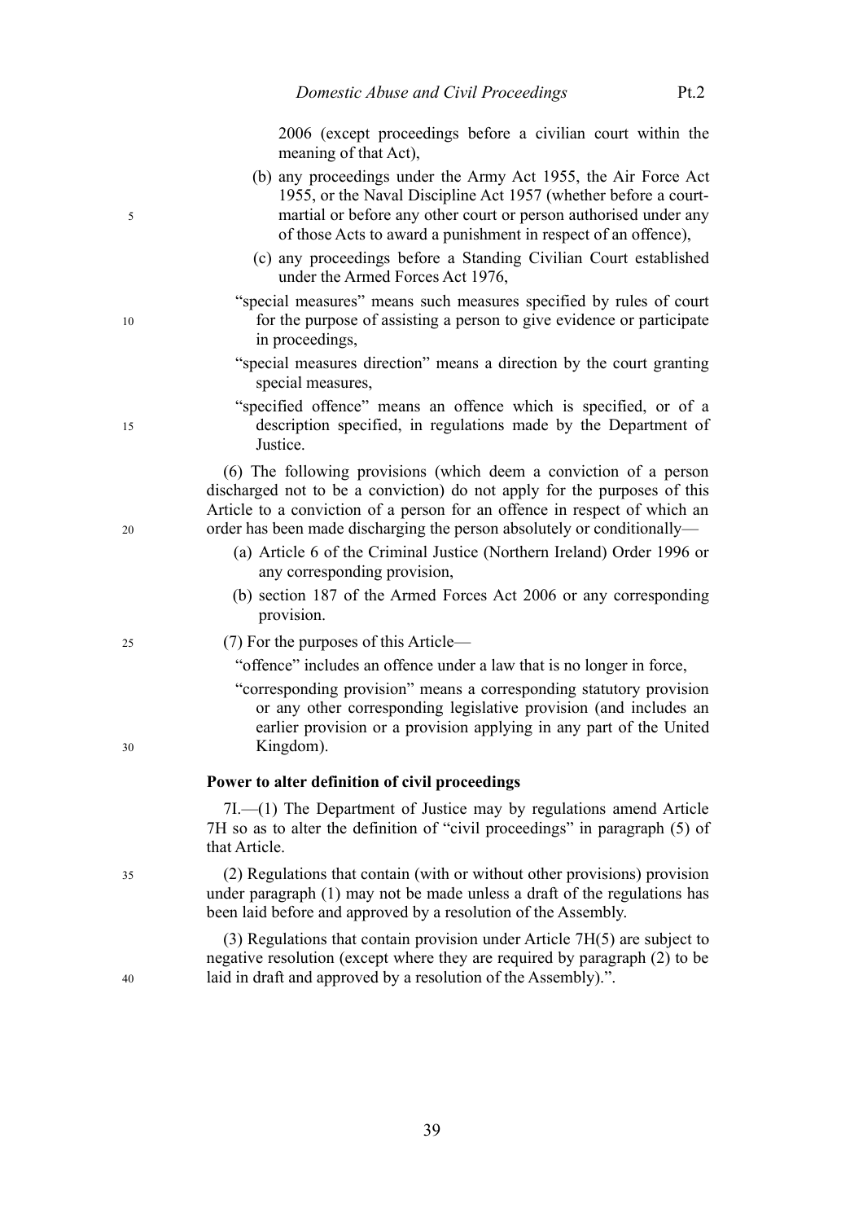2006 (except proceedings before a civilian court within the meaning of that Act),

(b) any proceedings under the Army Act 1955, the Air Force Act 1955, or the Naval Discipline Act 1957 (whether before a court-martial or before any other court or person authorised under any of those Acts to award a punishment in respect of an offence),

(c) any proceedings before a Standing Civilian Court established under the Armed Forces Act 1976,

"special measures" means such measures specified by rules of court for the purpose of assisting a person to give evidence or participate in proceedings,

"special measures direction" means a direction by the court granting special measures,

"specified offence" means an offence which is specified, or of a description specified, in regulations made by the Department of Justice.

(6) The following provisions (which deem a conviction of a person discharged not to be a conviction) do not apply for the purposes of this Article to a conviction of a person for an offence in respect of which an order has been made discharging the person absolutely or conditionally—

(a) Article 6 of the Criminal Justice (Northern Ireland) Order 1996 or any corresponding provision,

(b) section 187 of the Armed Forces Act 2006 or any corresponding provision.

(7) For the purposes of this Article—

"offence" includes an offence under a law that is no longer in force,

"corresponding provision" means a corresponding statutory provision or any other corresponding legislative provision (and includes an earlier provision or a provision applying in any part of the United Kingdom).

**Power to alter definition of civil proceedings**

7I.—(1) The Department of Justice may by regulations amend Article 7H so as to alter the definition of "civil proceedings" in paragraph (5) of that Article.

(2) Regulations that contain (with or without other provisions) provision under paragraph (1) may not be made unless a draft of the regulations has been laid before and approved by a resolution of the Assembly.

(3) Regulations that contain provision under Article 7H(5) are subject to negative resolution (except where they are required by paragraph (2) to be laid in draft and approved by a resolution of the Assembly).".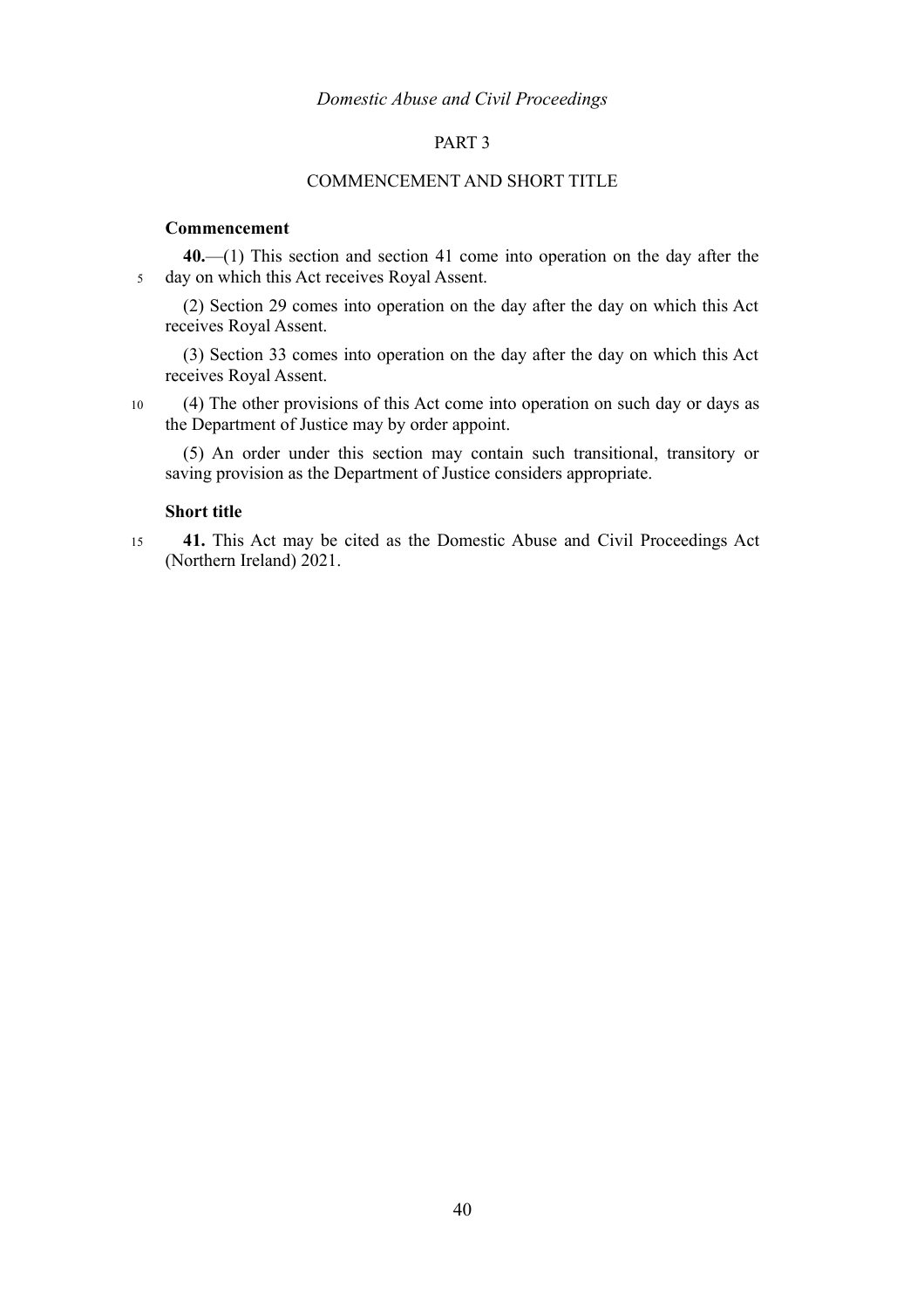## PART 3

## COMMENCEMENT AND SHORT TITLE

### Commencement

**40.**—(1) This section and section 41 come into operation on the day after the day on which this Act receives Royal Assent.

(2) Section 29 comes into operation on the day after the day on which this Act receives Royal Assent.

(3) Section 33 comes into operation on the day after the day on which this Act receives Royal Assent.

(4) The other provisions of this Act come into operation on such day or days as the Department of Justice may by order appoint.

(5) An order under this section may contain such transitional, transitory or saving provision as the Department of Justice considers appropriate.

### Short title

**41.** This Act may be cited as the Domestic Abuse and Civil Proceedings Act (Northern Ireland) 2021.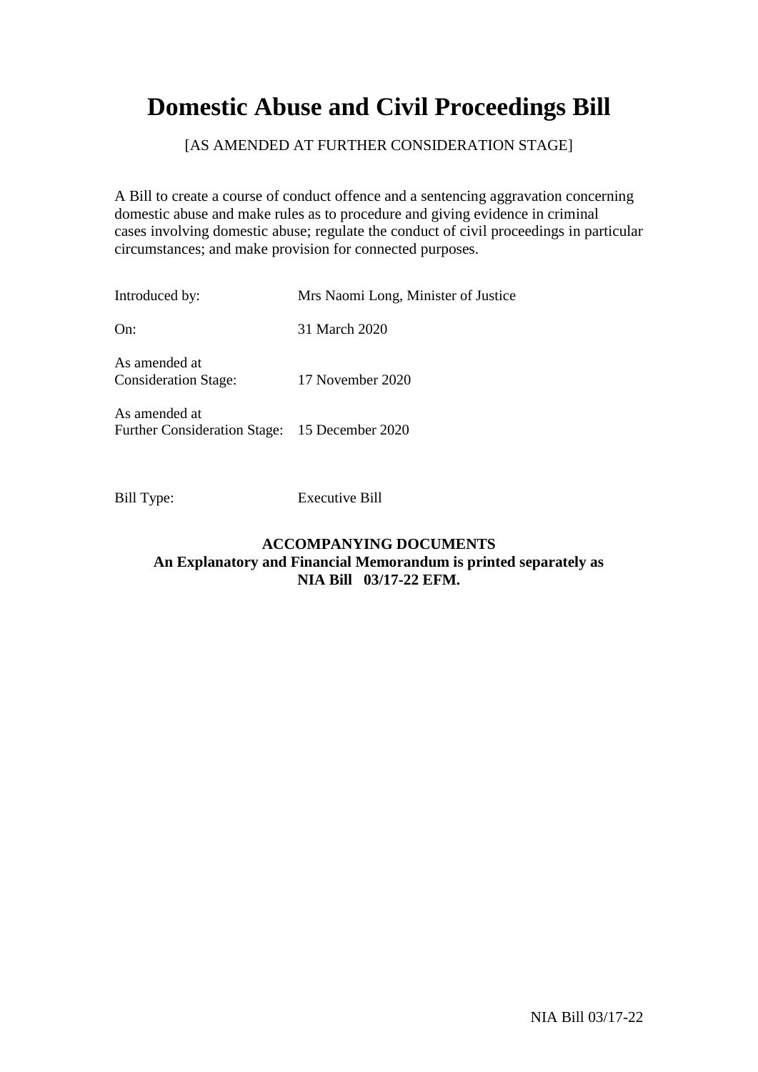# Domestic Abuse and Civil Proceedings Bill

[AS AMENDED AT FURTHER CONSIDERATION STAGE]

A Bill to create a course of conduct offence and a sentencing aggravation concerning domestic abuse and make rules as to procedure and giving evidence in criminal cases involving domestic abuse; regulate the conduct of civil proceedings in particular circumstances; and make provision for connected purposes.

| | |
|---|---|
| Introduced by: | Mrs Naomi Long, Minister of Justice |
| On: | 31 March 2020 |
| As amended at Consideration Stage: | 17 November 2020 |
| As amended at Further Consideration Stage: | 15 December 2020 |
| Bill Type: | Executive Bill |

**ACCOMPANYING DOCUMENTS**
**An Explanatory and Financial Memorandum is printed separately as NIA Bill 03/17-22 EFM.**

NIA Bill 03/17-22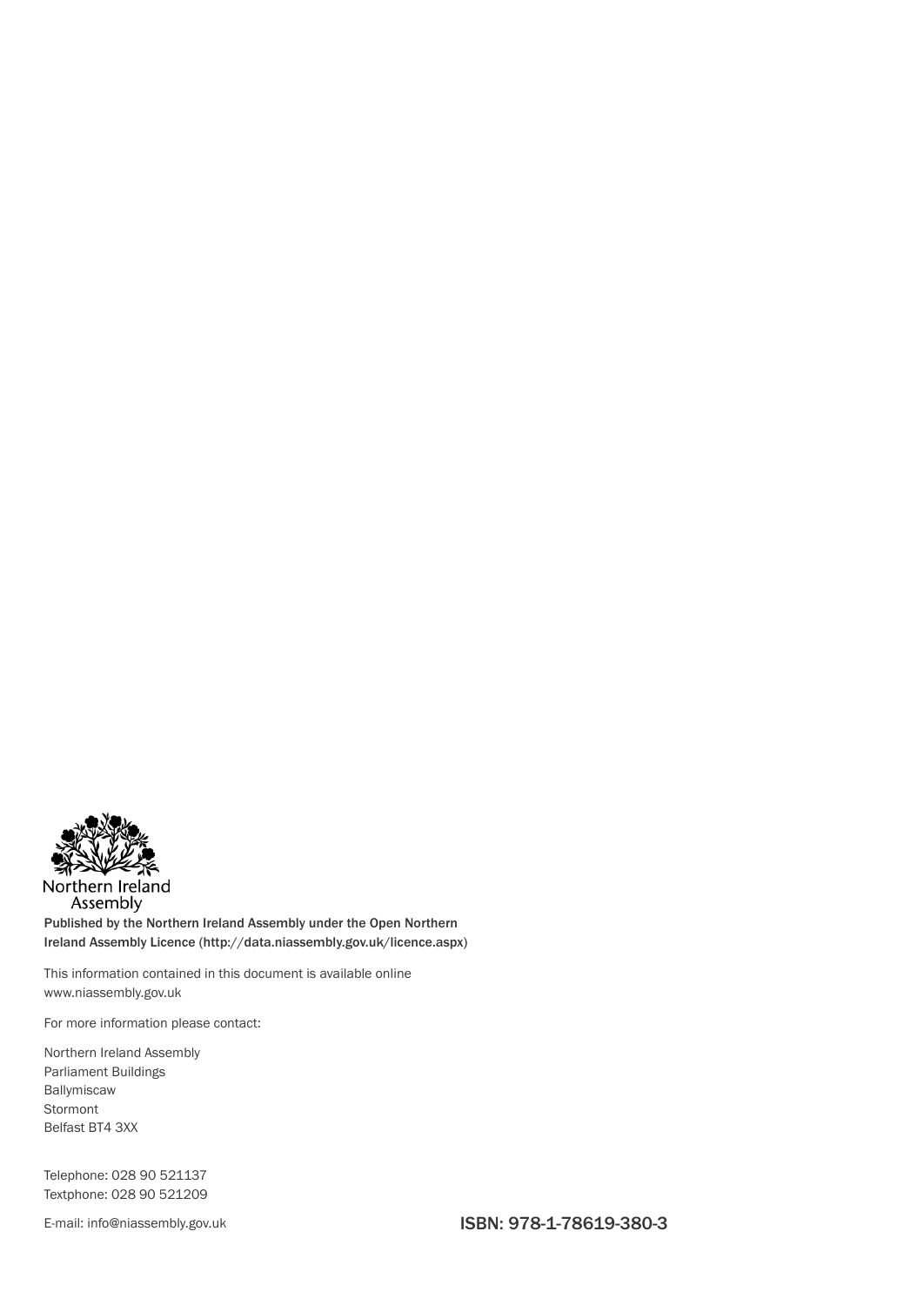Northern Ireland Assembly

**Published by the Northern Ireland Assembly under the Open Northern Ireland Assembly Licence (http://data.niassembly.gov.uk/licence.aspx)**

This information contained in this document is available online www.niassembly.gov.uk

For more information please contact:

Northern Ireland Assembly
Parliament Buildings
Ballymiscaw
Stormont
Belfast BT4 3XX

Telephone: 028 90 521137
Textphone: 028 90 521209

E-mail: info@niassembly.gov.uk

ISBN: 978-1-78619-380-3